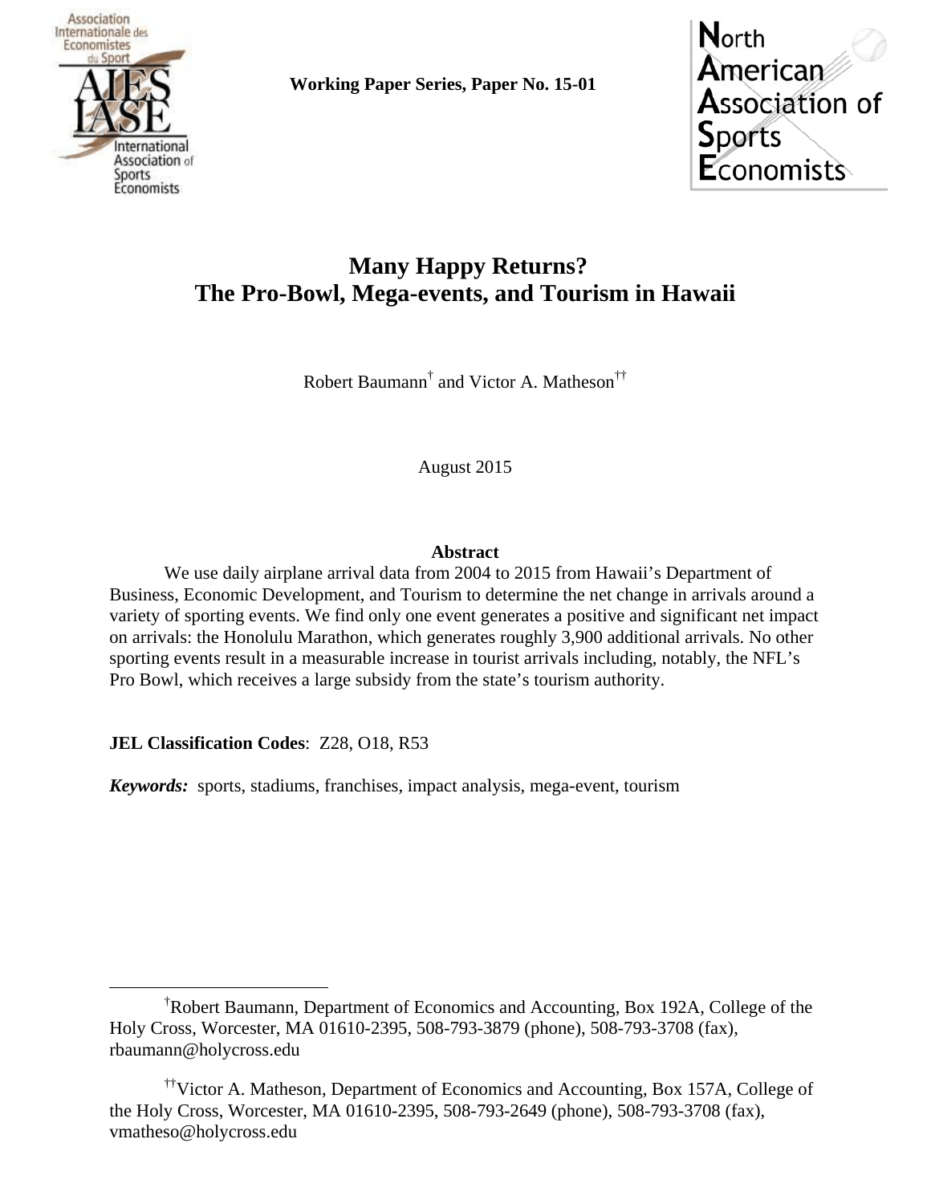Working Paper Series, Paper No. 15-01

# Many Happy Returns? The Pro-Bowl, Mega-events, and Tourism in Hawaii

Robert Baumann[†] and Victor A. Matheson[††]

August 2015

## Abstract

We use daily airplane arrival data from 2004 to 2015 from Hawaii's Department of Business, Economic Development, and Tourism to determine the net change in arrivals around a variety of sporting events. We find only one event generates a positive and significant net impact on arrivals: the Honolulu Marathon, which generates roughly 3,900 additional arrivals. No other sporting events result in a measurable increase in tourist arrivals including, notably, the NFL's Pro Bowl, which receives a large subsidy from the state's tourism authority.

**JEL Classification Codes**: Z28, O18, R53

***Keywords:*** sports, stadiums, franchises, impact analysis, mega-event, tourism

---

[†]Robert Baumann, Department of Economics and Accounting, Box 192A, College of the Holy Cross, Worcester, MA 01610-2395, 508-793-3879 (phone), 508-793-3708 (fax), rbaumann@holycross.edu

[††]Victor A. Matheson, Department of Economics and Accounting, Box 157A, College of the Holy Cross, Worcester, MA 01610-2395, 508-793-2649 (phone), 508-793-3708 (fax), vmatheso@holycross.edu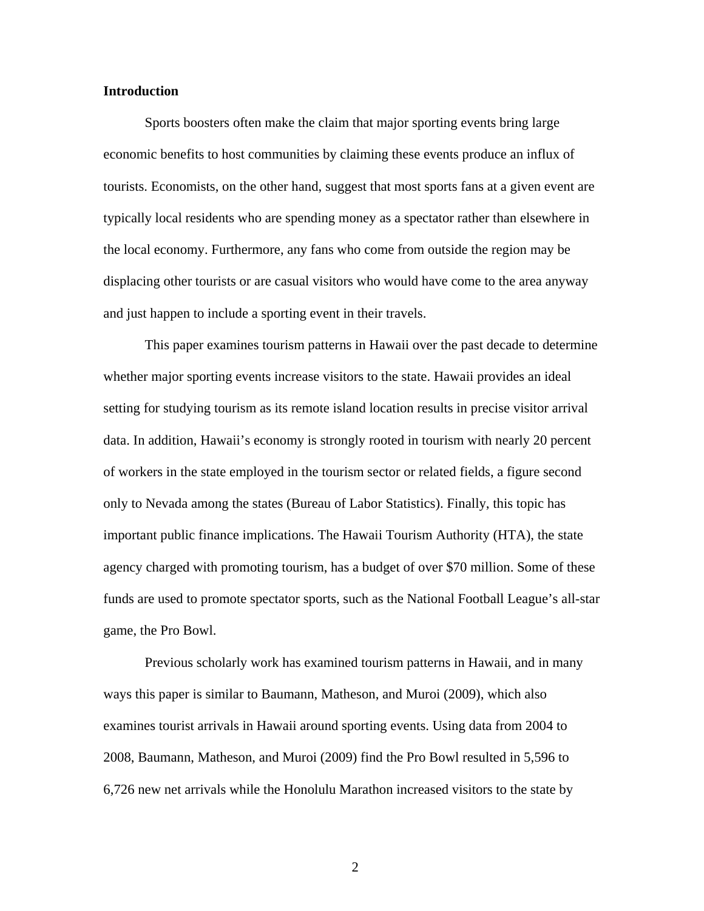## Introduction

Sports boosters often make the claim that major sporting events bring large economic benefits to host communities by claiming these events produce an influx of tourists. Economists, on the other hand, suggest that most sports fans at a given event are typically local residents who are spending money as a spectator rather than elsewhere in the local economy. Furthermore, any fans who come from outside the region may be displacing other tourists or are casual visitors who would have come to the area anyway and just happen to include a sporting event in their travels.

This paper examines tourism patterns in Hawaii over the past decade to determine whether major sporting events increase visitors to the state. Hawaii provides an ideal setting for studying tourism as its remote island location results in precise visitor arrival data. In addition, Hawaii's economy is strongly rooted in tourism with nearly 20 percent of workers in the state employed in the tourism sector or related fields, a figure second only to Nevada among the states (Bureau of Labor Statistics). Finally, this topic has important public finance implications. The Hawaii Tourism Authority (HTA), the state agency charged with promoting tourism, has a budget of over $70 million. Some of these funds are used to promote spectator sports, such as the National Football League's all-star game, the Pro Bowl.

Previous scholarly work has examined tourism patterns in Hawaii, and in many ways this paper is similar to Baumann, Matheson, and Muroi (2009), which also examines tourist arrivals in Hawaii around sporting events. Using data from 2004 to 2008, Baumann, Matheson, and Muroi (2009) find the Pro Bowl resulted in 5,596 to 6,726 new net arrivals while the Honolulu Marathon increased visitors to the state by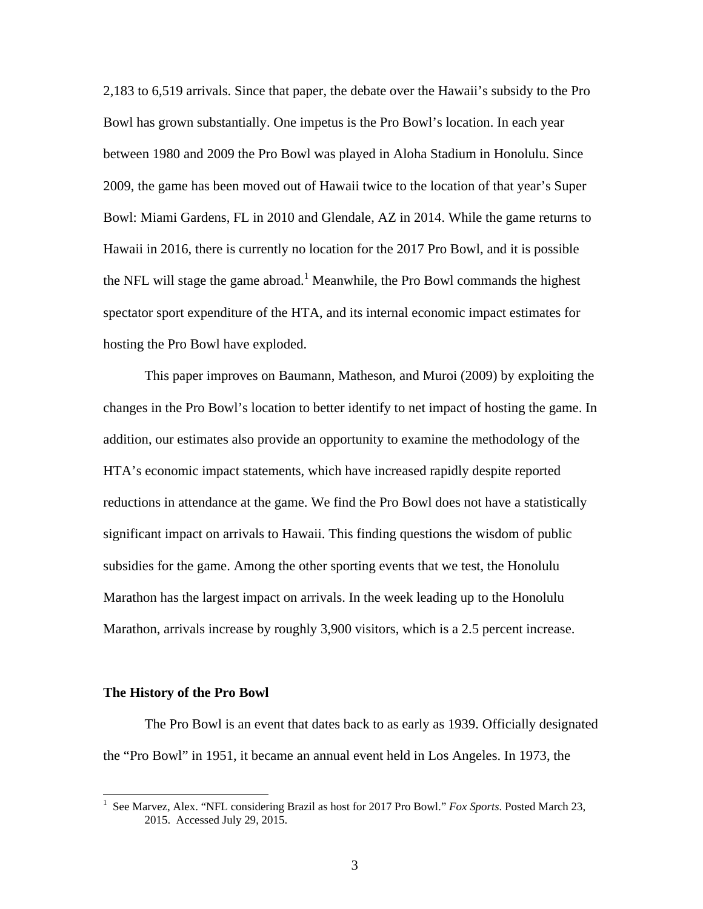2,183 to 6,519 arrivals. Since that paper, the debate over the Hawaii's subsidy to the Pro Bowl has grown substantially. One impetus is the Pro Bowl's location. In each year between 1980 and 2009 the Pro Bowl was played in Aloha Stadium in Honolulu. Since 2009, the game has been moved out of Hawaii twice to the location of that year's Super Bowl: Miami Gardens, FL in 2010 and Glendale, AZ in 2014. While the game returns to Hawaii in 2016, there is currently no location for the 2017 Pro Bowl, and it is possible the NFL will stage the game abroad.[1] Meanwhile, the Pro Bowl commands the highest spectator sport expenditure of the HTA, and its internal economic impact estimates for hosting the Pro Bowl have exploded.

This paper improves on Baumann, Matheson, and Muroi (2009) by exploiting the changes in the Pro Bowl's location to better identify to net impact of hosting the game. In addition, our estimates also provide an opportunity to examine the methodology of the HTA's economic impact statements, which have increased rapidly despite reported reductions in attendance at the game. We find the Pro Bowl does not have a statistically significant impact on arrivals to Hawaii. This finding questions the wisdom of public subsidies for the game. Among the other sporting events that we test, the Honolulu Marathon has the largest impact on arrivals. In the week leading up to the Honolulu Marathon, arrivals increase by roughly 3,900 visitors, which is a 2.5 percent increase.

## The History of the Pro Bowl

The Pro Bowl is an event that dates back to as early as 1939. Officially designated the "Pro Bowl" in 1951, it became an annual event held in Los Angeles. In 1973, the

[1] See Marvez, Alex. "NFL considering Brazil as host for 2017 Pro Bowl." *Fox Sports*. Posted March 23, 2015. Accessed July 29, 2015.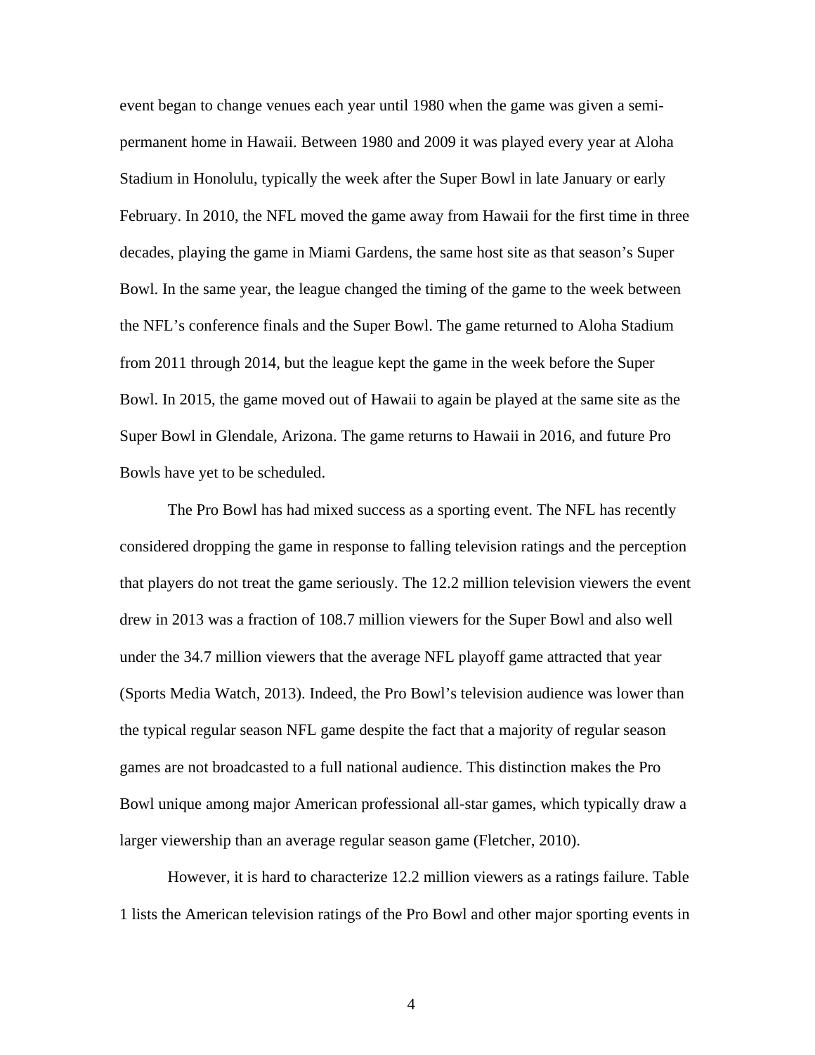event began to change venues each year until 1980 when the game was given a semi-permanent home in Hawaii. Between 1980 and 2009 it was played every year at Aloha Stadium in Honolulu, typically the week after the Super Bowl in late January or early February. In 2010, the NFL moved the game away from Hawaii for the first time in three decades, playing the game in Miami Gardens, the same host site as that season's Super Bowl. In the same year, the league changed the timing of the game to the week between the NFL's conference finals and the Super Bowl. The game returned to Aloha Stadium from 2011 through 2014, but the league kept the game in the week before the Super Bowl. In 2015, the game moved out of Hawaii to again be played at the same site as the Super Bowl in Glendale, Arizona. The game returns to Hawaii in 2016, and future Pro Bowls have yet to be scheduled.

The Pro Bowl has had mixed success as a sporting event. The NFL has recently considered dropping the game in response to falling television ratings and the perception that players do not treat the game seriously. The 12.2 million television viewers the event drew in 2013 was a fraction of 108.7 million viewers for the Super Bowl and also well under the 34.7 million viewers that the average NFL playoff game attracted that year (Sports Media Watch, 2013). Indeed, the Pro Bowl's television audience was lower than the typical regular season NFL game despite the fact that a majority of regular season games are not broadcasted to a full national audience. This distinction makes the Pro Bowl unique among major American professional all-star games, which typically draw a larger viewership than an average regular season game (Fletcher, 2010).

However, it is hard to characterize 12.2 million viewers as a ratings failure. Table 1 lists the American television ratings of the Pro Bowl and other major sporting events in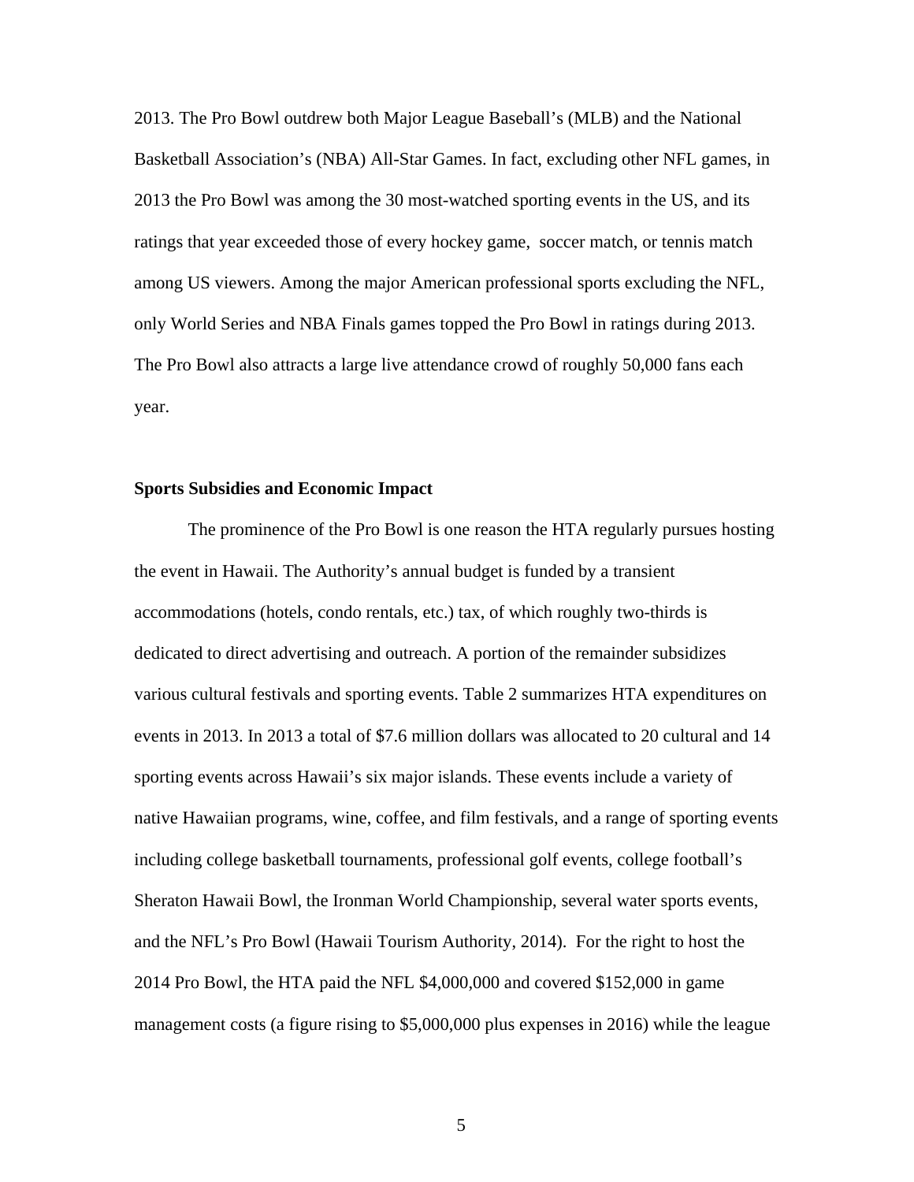2013. The Pro Bowl outdrew both Major League Baseball's (MLB) and the National Basketball Association's (NBA) All-Star Games. In fact, excluding other NFL games, in 2013 the Pro Bowl was among the 30 most-watched sporting events in the US, and its ratings that year exceeded those of every hockey game,  soccer match, or tennis match among US viewers. Among the major American professional sports excluding the NFL, only World Series and NBA Finals games topped the Pro Bowl in ratings during 2013. The Pro Bowl also attracts a large live attendance crowd of roughly 50,000 fans each year.

**Sports Subsidies and Economic Impact**

The prominence of the Pro Bowl is one reason the HTA regularly pursues hosting the event in Hawaii. The Authority's annual budget is funded by a transient accommodations (hotels, condo rentals, etc.) tax, of which roughly two-thirds is dedicated to direct advertising and outreach. A portion of the remainder subsidizes various cultural festivals and sporting events. Table 2 summarizes HTA expenditures on events in 2013. In 2013 a total of $7.6 million dollars was allocated to 20 cultural and 14 sporting events across Hawaii's six major islands. These events include a variety of native Hawaiian programs, wine, coffee, and film festivals, and a range of sporting events including college basketball tournaments, professional golf events, college football's Sheraton Hawaii Bowl, the Ironman World Championship, several water sports events, and the NFL's Pro Bowl (Hawaii Tourism Authority, 2014).  For the right to host the 2014 Pro Bowl, the HTA paid the NFL $4,000,000 and covered $152,000 in game management costs (a figure rising to $5,000,000 plus expenses in 2016) while the league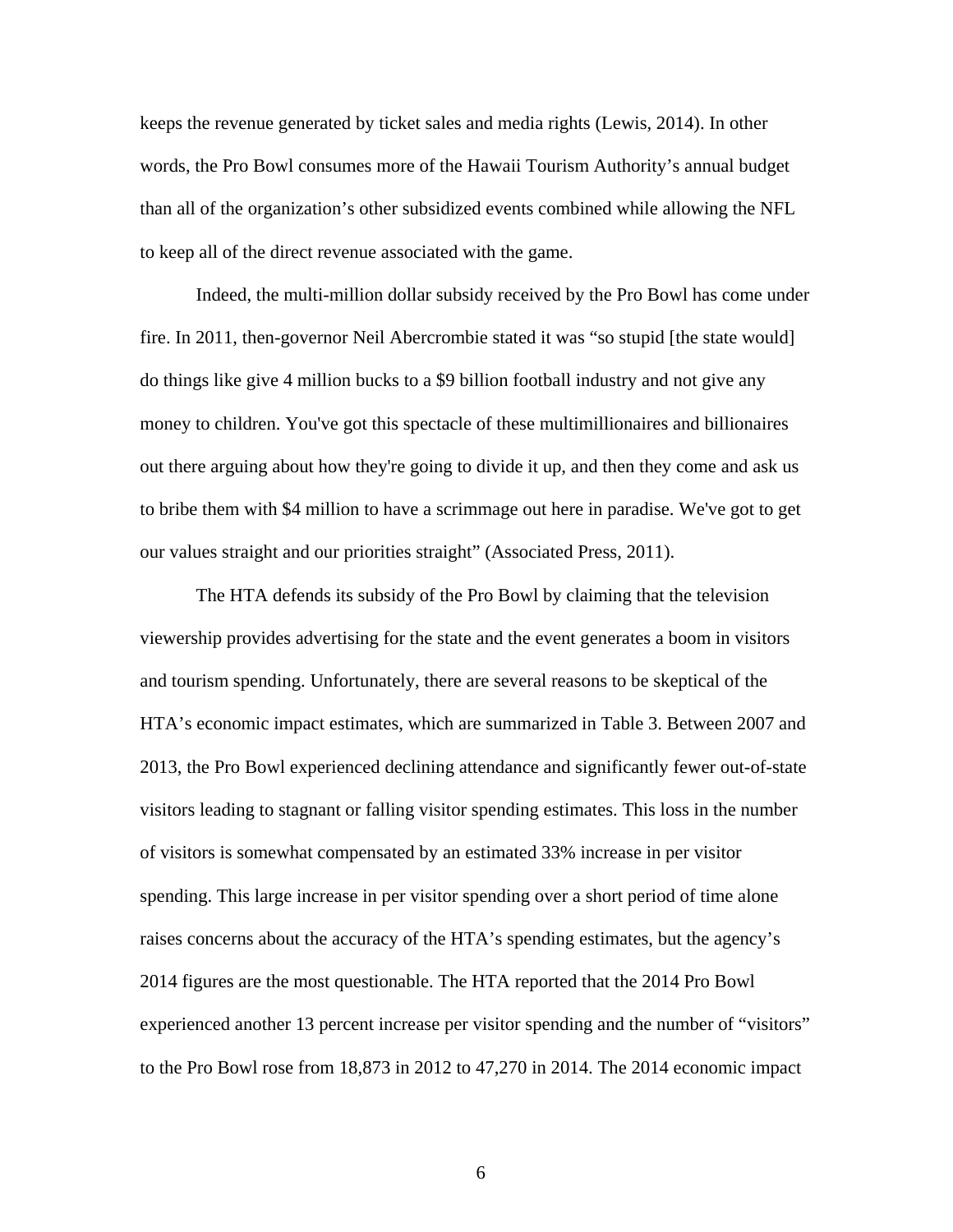keeps the revenue generated by ticket sales and media rights (Lewis, 2014). In other words, the Pro Bowl consumes more of the Hawaii Tourism Authority's annual budget than all of the organization's other subsidized events combined while allowing the NFL to keep all of the direct revenue associated with the game.

Indeed, the multi-million dollar subsidy received by the Pro Bowl has come under fire. In 2011, then-governor Neil Abercrombie stated it was "so stupid [the state would] do things like give 4 million bucks to a $9 billion football industry and not give any money to children. You've got this spectacle of these multimillionaires and billionaires out there arguing about how they're going to divide it up, and then they come and ask us to bribe them with $4 million to have a scrimmage out here in paradise. We've got to get our values straight and our priorities straight" (Associated Press, 2011).

The HTA defends its subsidy of the Pro Bowl by claiming that the television viewership provides advertising for the state and the event generates a boom in visitors and tourism spending. Unfortunately, there are several reasons to be skeptical of the HTA's economic impact estimates, which are summarized in Table 3. Between 2007 and 2013, the Pro Bowl experienced declining attendance and significantly fewer out-of-state visitors leading to stagnant or falling visitor spending estimates. This loss in the number of visitors is somewhat compensated by an estimated 33% increase in per visitor spending. This large increase in per visitor spending over a short period of time alone raises concerns about the accuracy of the HTA's spending estimates, but the agency's 2014 figures are the most questionable. The HTA reported that the 2014 Pro Bowl experienced another 13 percent increase per visitor spending and the number of "visitors" to the Pro Bowl rose from 18,873 in 2012 to 47,270 in 2014. The 2014 economic impact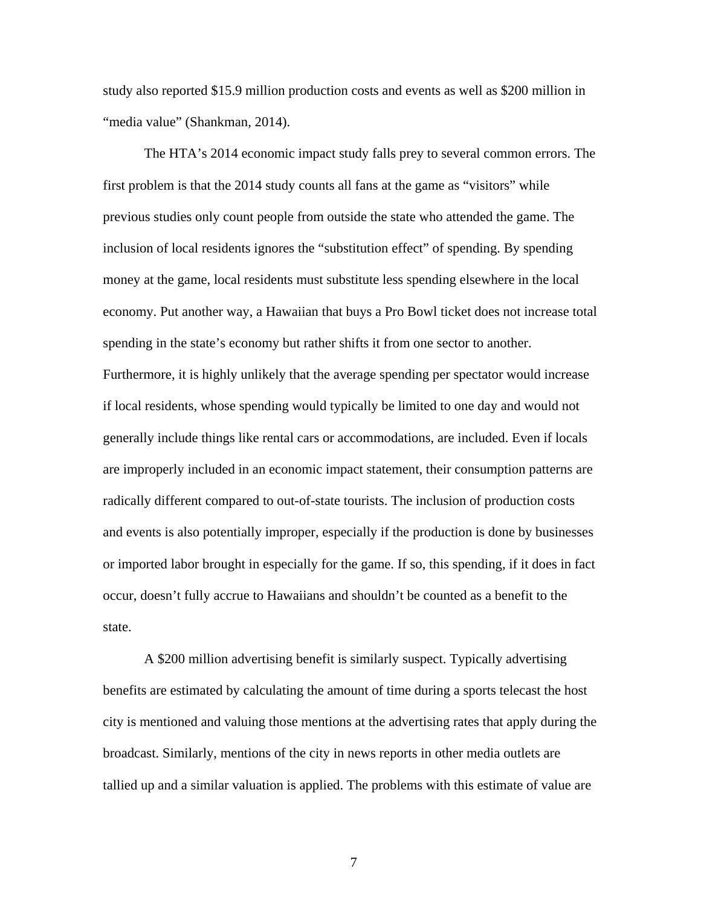study also reported $15.9 million production costs and events as well as $200 million in "media value" (Shankman, 2014).

The HTA's 2014 economic impact study falls prey to several common errors. The first problem is that the 2014 study counts all fans at the game as "visitors" while previous studies only count people from outside the state who attended the game. The inclusion of local residents ignores the "substitution effect" of spending. By spending money at the game, local residents must substitute less spending elsewhere in the local economy. Put another way, a Hawaiian that buys a Pro Bowl ticket does not increase total spending in the state's economy but rather shifts it from one sector to another. Furthermore, it is highly unlikely that the average spending per spectator would increase if local residents, whose spending would typically be limited to one day and would not generally include things like rental cars or accommodations, are included. Even if locals are improperly included in an economic impact statement, their consumption patterns are radically different compared to out-of-state tourists. The inclusion of production costs and events is also potentially improper, especially if the production is done by businesses or imported labor brought in especially for the game. If so, this spending, if it does in fact occur, doesn't fully accrue to Hawaiians and shouldn't be counted as a benefit to the state.

A $200 million advertising benefit is similarly suspect. Typically advertising benefits are estimated by calculating the amount of time during a sports telecast the host city is mentioned and valuing those mentions at the advertising rates that apply during the broadcast. Similarly, mentions of the city in news reports in other media outlets are tallied up and a similar valuation is applied. The problems with this estimate of value are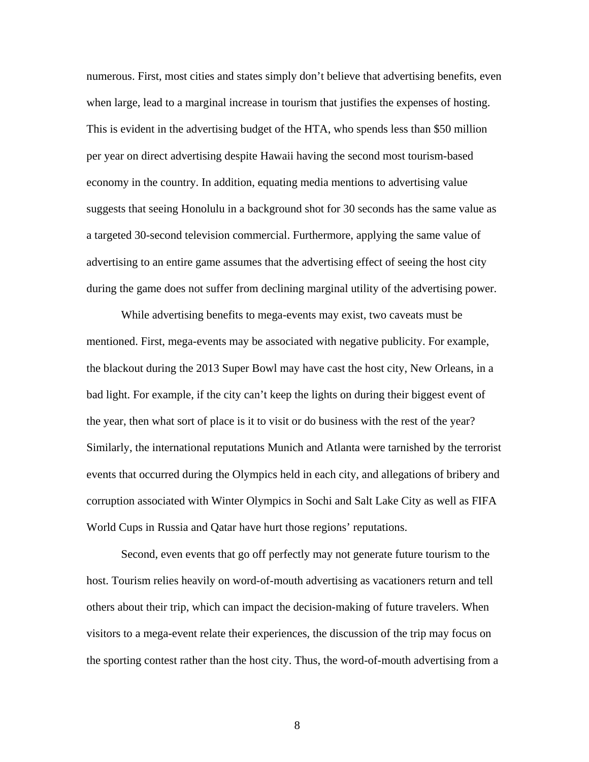numerous. First, most cities and states simply don't believe that advertising benefits, even when large, lead to a marginal increase in tourism that justifies the expenses of hosting. This is evident in the advertising budget of the HTA, who spends less than $50 million per year on direct advertising despite Hawaii having the second most tourism-based economy in the country. In addition, equating media mentions to advertising value suggests that seeing Honolulu in a background shot for 30 seconds has the same value as a targeted 30-second television commercial. Furthermore, applying the same value of advertising to an entire game assumes that the advertising effect of seeing the host city during the game does not suffer from declining marginal utility of the advertising power.

While advertising benefits to mega-events may exist, two caveats must be mentioned. First, mega-events may be associated with negative publicity. For example, the blackout during the 2013 Super Bowl may have cast the host city, New Orleans, in a bad light. For example, if the city can't keep the lights on during their biggest event of the year, then what sort of place is it to visit or do business with the rest of the year? Similarly, the international reputations Munich and Atlanta were tarnished by the terrorist events that occurred during the Olympics held in each city, and allegations of bribery and corruption associated with Winter Olympics in Sochi and Salt Lake City as well as FIFA World Cups in Russia and Qatar have hurt those regions' reputations.

Second, even events that go off perfectly may not generate future tourism to the host. Tourism relies heavily on word-of-mouth advertising as vacationers return and tell others about their trip, which can impact the decision-making of future travelers. When visitors to a mega-event relate their experiences, the discussion of the trip may focus on the sporting contest rather than the host city. Thus, the word-of-mouth advertising from a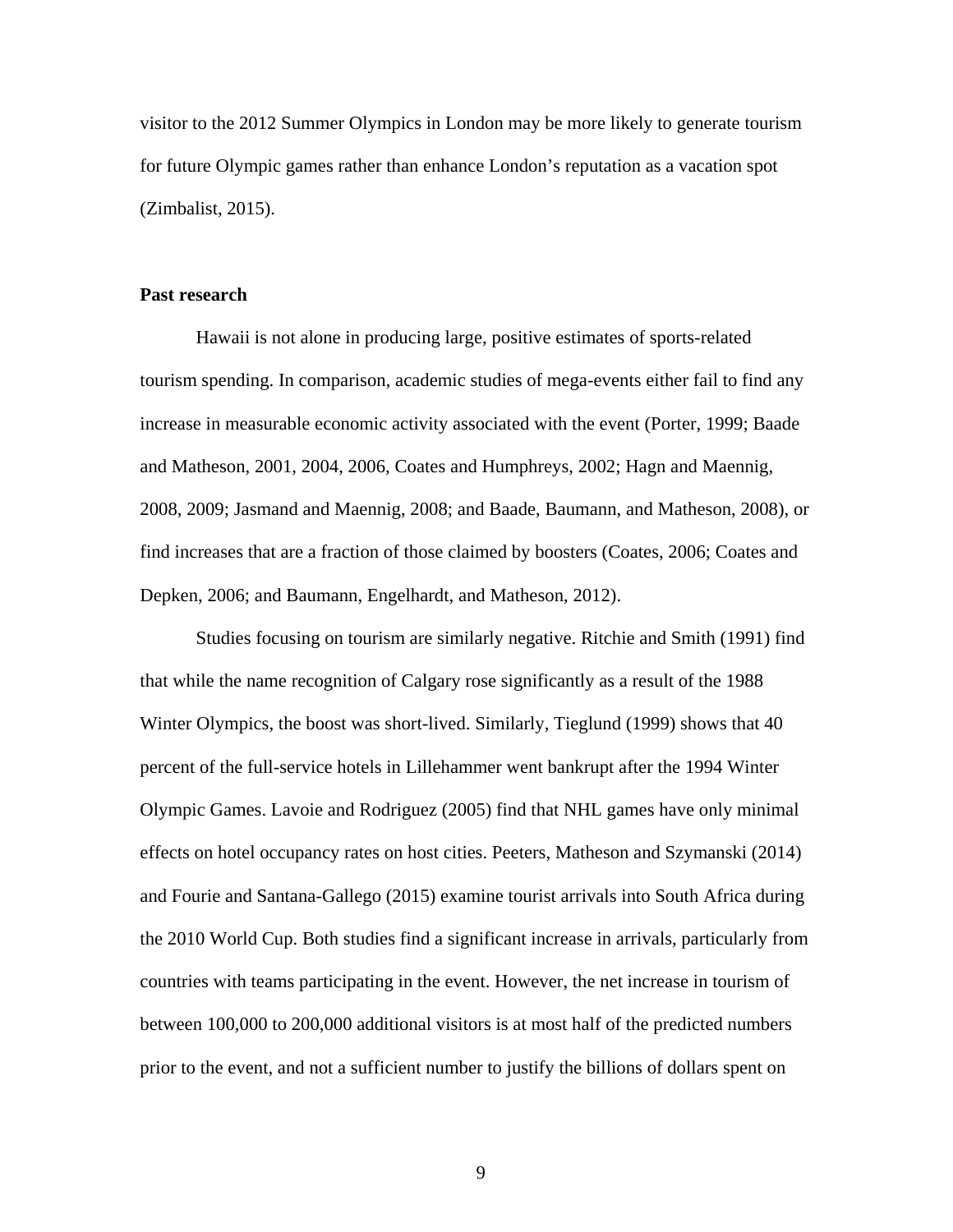visitor to the 2012 Summer Olympics in London may be more likely to generate tourism for future Olympic games rather than enhance London's reputation as a vacation spot (Zimbalist, 2015).

**Past research**

Hawaii is not alone in producing large, positive estimates of sports-related tourism spending. In comparison, academic studies of mega-events either fail to find any increase in measurable economic activity associated with the event (Porter, 1999; Baade and Matheson, 2001, 2004, 2006, Coates and Humphreys, 2002; Hagn and Maennig, 2008, 2009; Jasmand and Maennig, 2008; and Baade, Baumann, and Matheson, 2008), or find increases that are a fraction of those claimed by boosters (Coates, 2006; Coates and Depken, 2006; and Baumann, Engelhardt, and Matheson, 2012).

Studies focusing on tourism are similarly negative. Ritchie and Smith (1991) find that while the name recognition of Calgary rose significantly as a result of the 1988 Winter Olympics, the boost was short-lived. Similarly, Tieglund (1999) shows that 40 percent of the full-service hotels in Lillehammer went bankrupt after the 1994 Winter Olympic Games. Lavoie and Rodriguez (2005) find that NHL games have only minimal effects on hotel occupancy rates on host cities. Peeters, Matheson and Szymanski (2014) and Fourie and Santana-Gallego (2015) examine tourist arrivals into South Africa during the 2010 World Cup. Both studies find a significant increase in arrivals, particularly from countries with teams participating in the event. However, the net increase in tourism of between 100,000 to 200,000 additional visitors is at most half of the predicted numbers prior to the event, and not a sufficient number to justify the billions of dollars spent on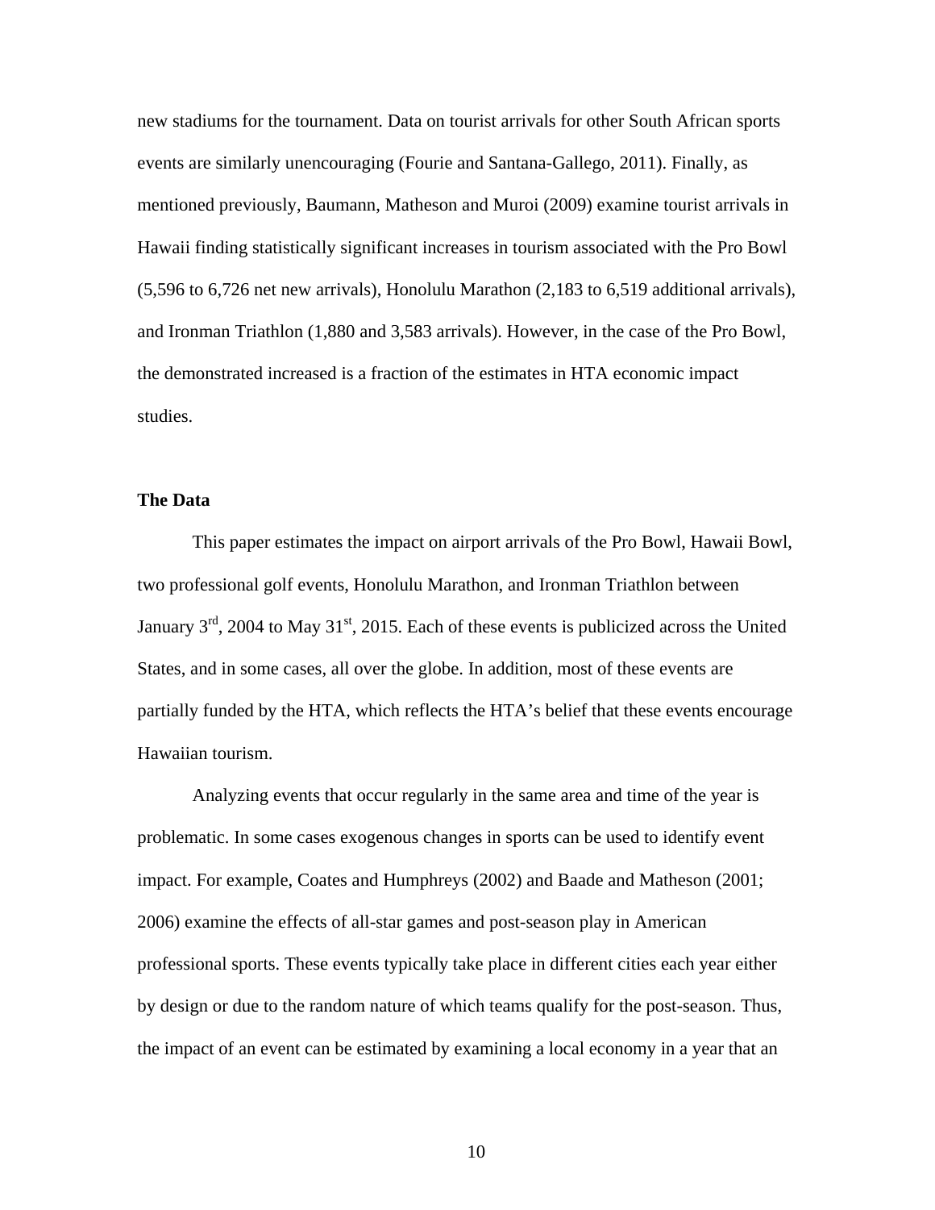new stadiums for the tournament. Data on tourist arrivals for other South African sports events are similarly unencouraging (Fourie and Santana-Gallego, 2011). Finally, as mentioned previously, Baumann, Matheson and Muroi (2009) examine tourist arrivals in Hawaii finding statistically significant increases in tourism associated with the Pro Bowl (5,596 to 6,726 net new arrivals), Honolulu Marathon (2,183 to 6,519 additional arrivals), and Ironman Triathlon (1,880 and 3,583 arrivals). However, in the case of the Pro Bowl, the demonstrated increased is a fraction of the estimates in HTA economic impact studies.

**The Data**

This paper estimates the impact on airport arrivals of the Pro Bowl, Hawaii Bowl, two professional golf events, Honolulu Marathon, and Ironman Triathlon between January 3rd, 2004 to May 31st, 2015. Each of these events is publicized across the United States, and in some cases, all over the globe. In addition, most of these events are partially funded by the HTA, which reflects the HTA's belief that these events encourage Hawaiian tourism.

Analyzing events that occur regularly in the same area and time of the year is problematic. In some cases exogenous changes in sports can be used to identify event impact. For example, Coates and Humphreys (2002) and Baade and Matheson (2001; 2006) examine the effects of all-star games and post-season play in American professional sports. These events typically take place in different cities each year either by design or due to the random nature of which teams qualify for the post-season. Thus, the impact of an event can be estimated by examining a local economy in a year that an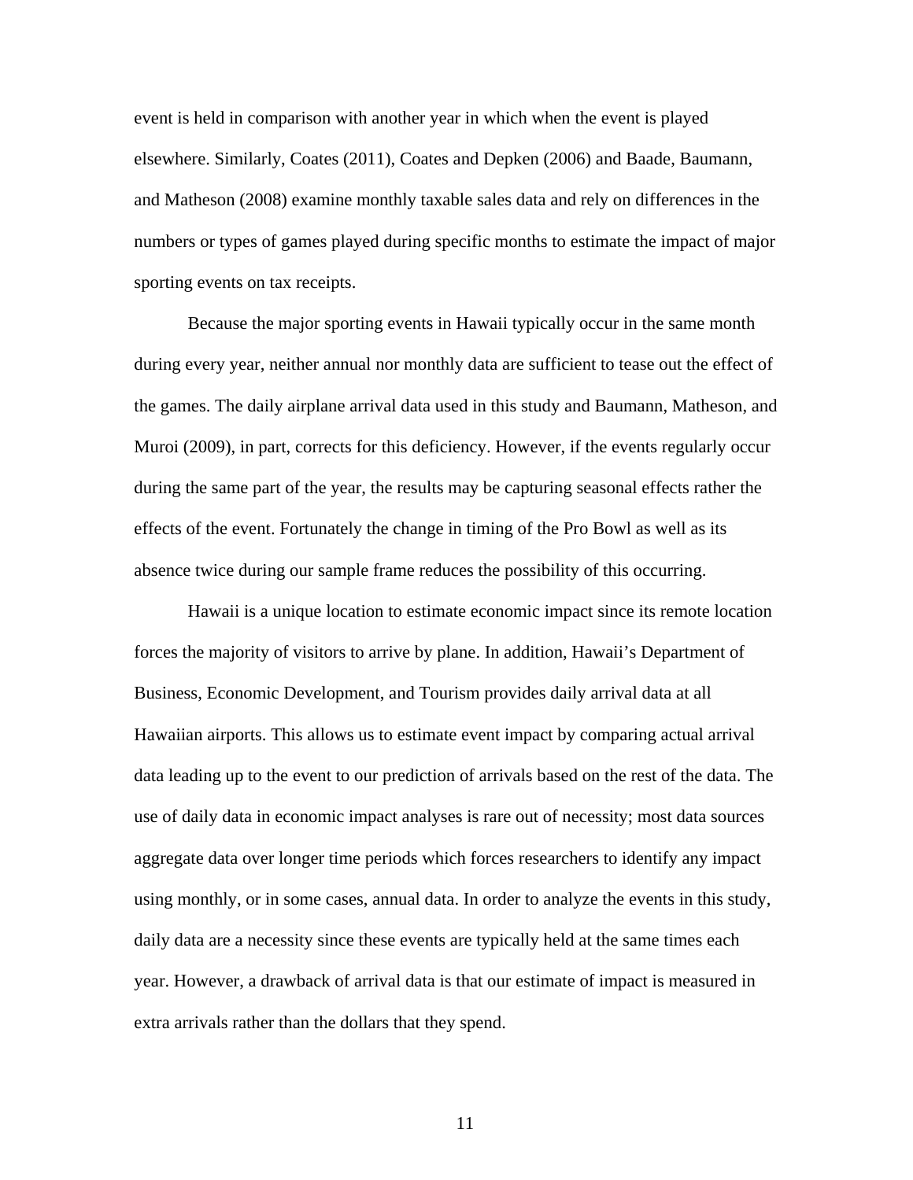event is held in comparison with another year in which when the event is played elsewhere. Similarly, Coates (2011), Coates and Depken (2006) and Baade, Baumann, and Matheson (2008) examine monthly taxable sales data and rely on differences in the numbers or types of games played during specific months to estimate the impact of major sporting events on tax receipts.

Because the major sporting events in Hawaii typically occur in the same month during every year, neither annual nor monthly data are sufficient to tease out the effect of the games. The daily airplane arrival data used in this study and Baumann, Matheson, and Muroi (2009), in part, corrects for this deficiency. However, if the events regularly occur during the same part of the year, the results may be capturing seasonal effects rather the effects of the event. Fortunately the change in timing of the Pro Bowl as well as its absence twice during our sample frame reduces the possibility of this occurring.

Hawaii is a unique location to estimate economic impact since its remote location forces the majority of visitors to arrive by plane. In addition, Hawaii's Department of Business, Economic Development, and Tourism provides daily arrival data at all Hawaiian airports. This allows us to estimate event impact by comparing actual arrival data leading up to the event to our prediction of arrivals based on the rest of the data. The use of daily data in economic impact analyses is rare out of necessity; most data sources aggregate data over longer time periods which forces researchers to identify any impact using monthly, or in some cases, annual data. In order to analyze the events in this study, daily data are a necessity since these events are typically held at the same times each year. However, a drawback of arrival data is that our estimate of impact is measured in extra arrivals rather than the dollars that they spend.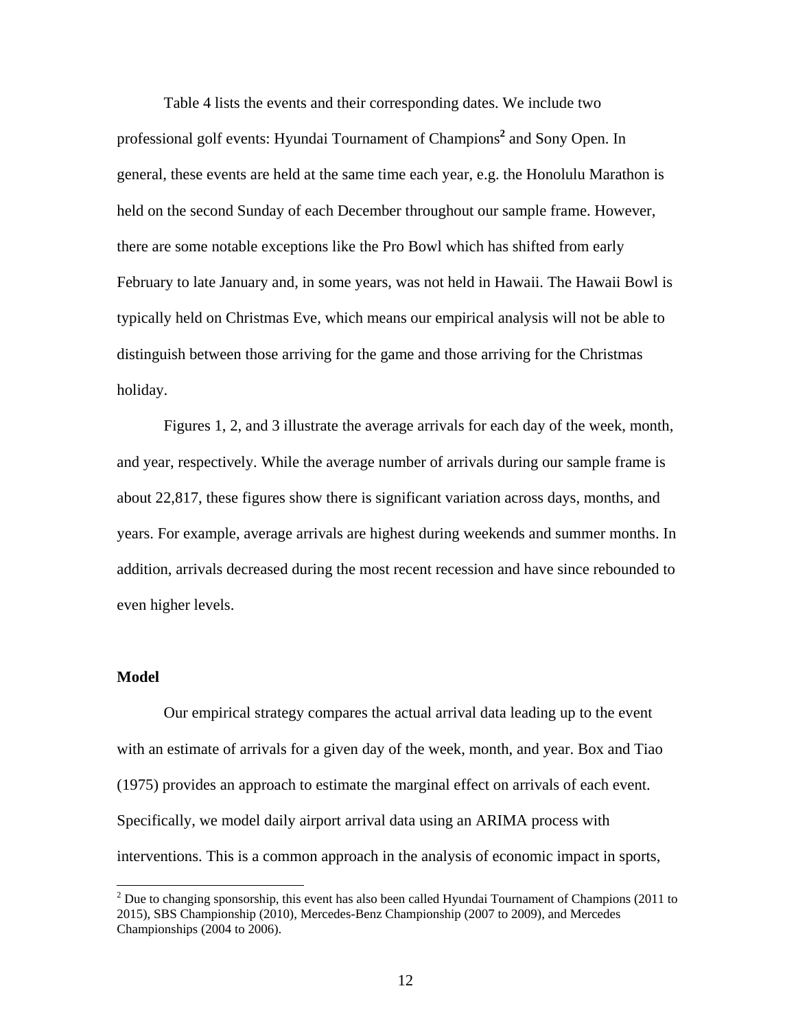Table 4 lists the events and their corresponding dates. We include two professional golf events: Hyundai Tournament of Champions[2] and Sony Open. In general, these events are held at the same time each year, e.g. the Honolulu Marathon is held on the second Sunday of each December throughout our sample frame. However, there are some notable exceptions like the Pro Bowl which has shifted from early February to late January and, in some years, was not held in Hawaii. The Hawaii Bowl is typically held on Christmas Eve, which means our empirical analysis will not be able to distinguish between those arriving for the game and those arriving for the Christmas holiday.

Figures 1, 2, and 3 illustrate the average arrivals for each day of the week, month, and year, respectively. While the average number of arrivals during our sample frame is about 22,817, these figures show there is significant variation across days, months, and years. For example, average arrivals are highest during weekends and summer months. In addition, arrivals decreased during the most recent recession and have since rebounded to even higher levels.

## Model

Our empirical strategy compares the actual arrival data leading up to the event with an estimate of arrivals for a given day of the week, month, and year. Box and Tiao (1975) provides an approach to estimate the marginal effect on arrivals of each event. Specifically, we model daily airport arrival data using an ARIMA process with interventions. This is a common approach in the analysis of economic impact in sports,

---

[2] Due to changing sponsorship, this event has also been called Hyundai Tournament of Champions (2011 to 2015), SBS Championship (2010), Mercedes-Benz Championship (2007 to 2009), and Mercedes Championships (2004 to 2006).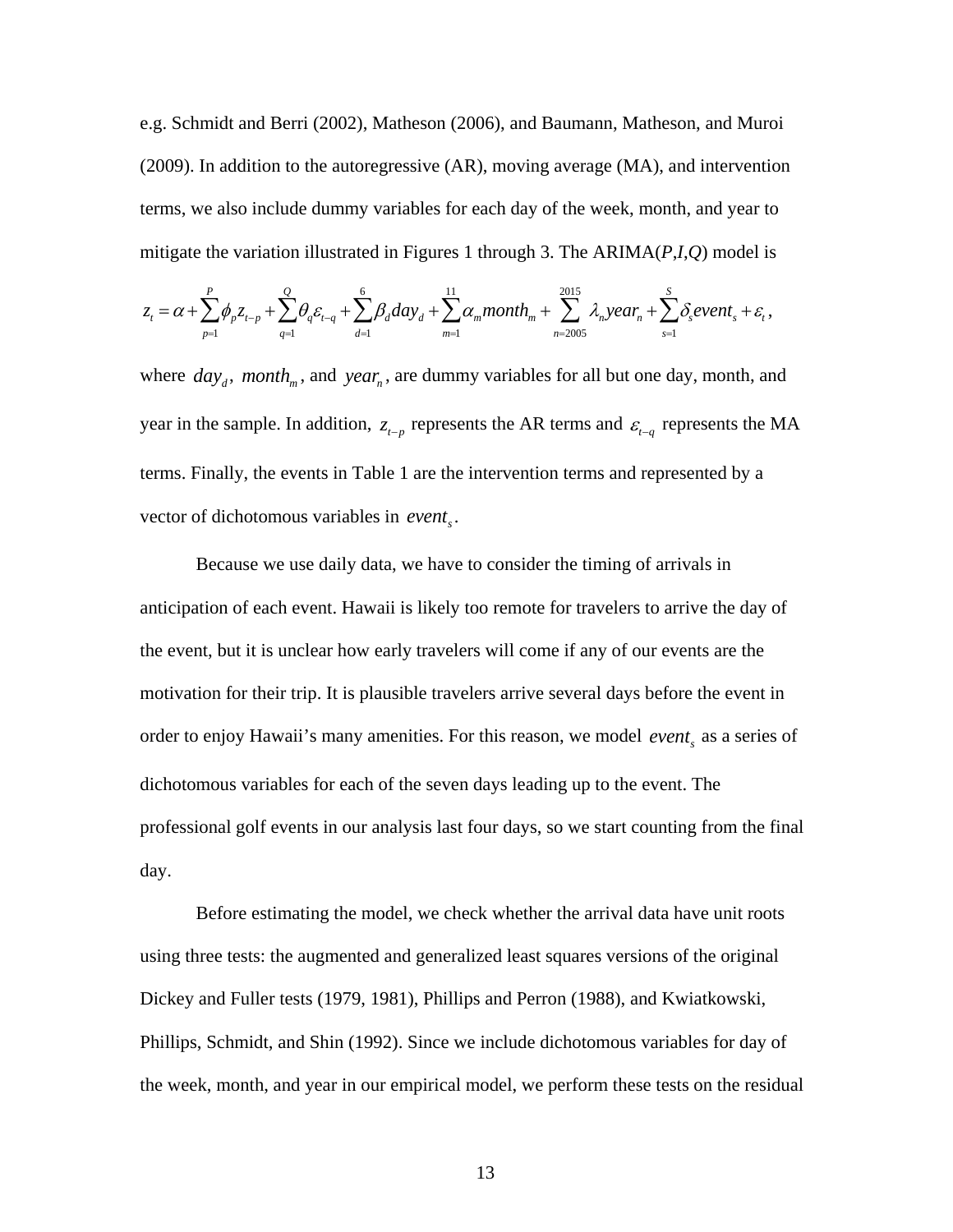e.g. Schmidt and Berri (2002), Matheson (2006), and Baumann, Matheson, and Muroi (2009). In addition to the autoregressive (AR), moving average (MA), and intervention terms, we also include dummy variables for each day of the week, month, and year to mitigate the variation illustrated in Figures 1 through 3. The ARIMA($P$,$I$,$Q$) model is

$$z_t = \alpha + \sum_{p=1}^{P} \phi_p z_{t-p} + \sum_{q=1}^{Q} \theta_q \varepsilon_{t-q} + \sum_{d=1}^{6} \beta_d day_d + \sum_{m=1}^{11} \alpha_m month_m + \sum_{n=2005}^{2015} \lambda_n year_n + \sum_{s=1}^{S} \delta_s event_s + \varepsilon_t ,$$

where $day_d$, $month_m$, and $year_n$, are dummy variables for all but one day, month, and year in the sample. In addition, $z_{t-p}$ represents the AR terms and $\varepsilon_{t-q}$ represents the MA terms. Finally, the events in Table 1 are the intervention terms and represented by a vector of dichotomous variables in $event_s$.

Because we use daily data, we have to consider the timing of arrivals in anticipation of each event. Hawaii is likely too remote for travelers to arrive the day of the event, but it is unclear how early travelers will come if any of our events are the motivation for their trip. It is plausible travelers arrive several days before the event in order to enjoy Hawaii's many amenities. For this reason, we model $event_s$ as a series of dichotomous variables for each of the seven days leading up to the event. The professional golf events in our analysis last four days, so we start counting from the final day.

Before estimating the model, we check whether the arrival data have unit roots using three tests: the augmented and generalized least squares versions of the original Dickey and Fuller tests (1979, 1981), Phillips and Perron (1988), and Kwiatkowski, Phillips, Schmidt, and Shin (1992). Since we include dichotomous variables for day of the week, month, and year in our empirical model, we perform these tests on the residual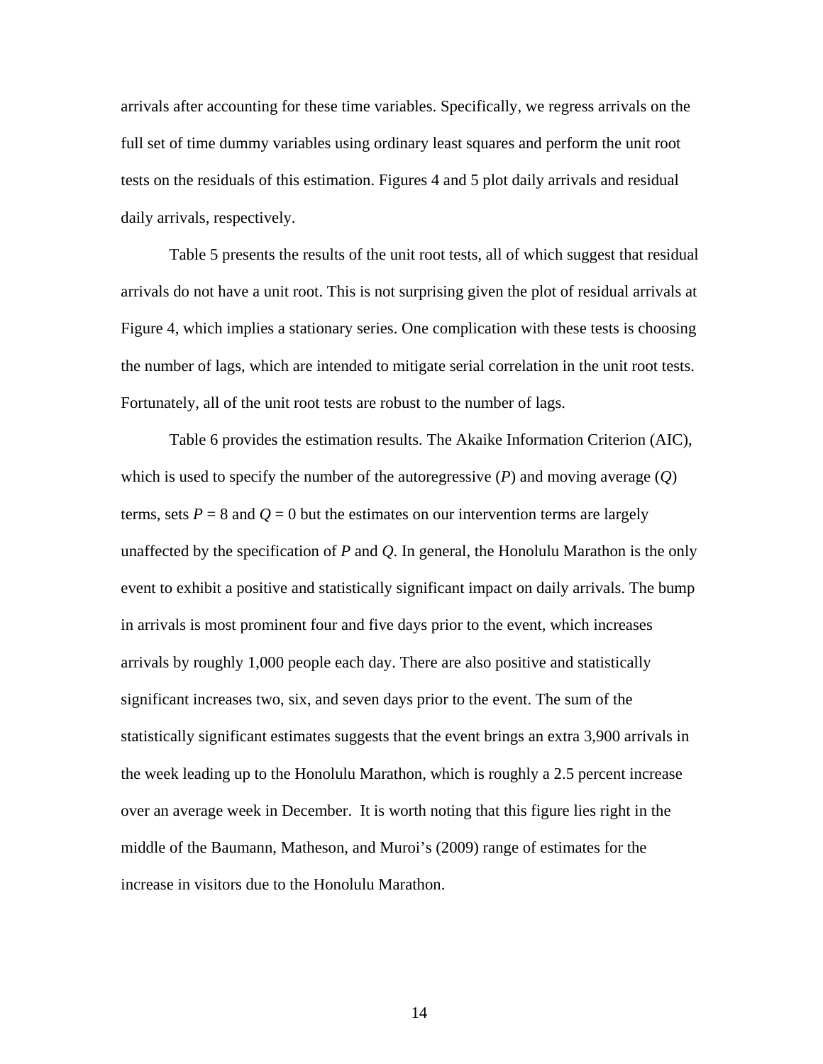arrivals after accounting for these time variables. Specifically, we regress arrivals on the full set of time dummy variables using ordinary least squares and perform the unit root tests on the residuals of this estimation. Figures 4 and 5 plot daily arrivals and residual daily arrivals, respectively.

Table 5 presents the results of the unit root tests, all of which suggest that residual arrivals do not have a unit root. This is not surprising given the plot of residual arrivals at Figure 4, which implies a stationary series. One complication with these tests is choosing the number of lags, which are intended to mitigate serial correlation in the unit root tests. Fortunately, all of the unit root tests are robust to the number of lags.

Table 6 provides the estimation results. The Akaike Information Criterion (AIC), which is used to specify the number of the autoregressive ($P$) and moving average ($Q$) terms, sets $P = 8$ and $Q = 0$ but the estimates on our intervention terms are largely unaffected by the specification of $P$ and $Q$. In general, the Honolulu Marathon is the only event to exhibit a positive and statistically significant impact on daily arrivals. The bump in arrivals is most prominent four and five days prior to the event, which increases arrivals by roughly 1,000 people each day. There are also positive and statistically significant increases two, six, and seven days prior to the event. The sum of the statistically significant estimates suggests that the event brings an extra 3,900 arrivals in the week leading up to the Honolulu Marathon, which is roughly a 2.5 percent increase over an average week in December. It is worth noting that this figure lies right in the middle of the Baumann, Matheson, and Muroi's (2009) range of estimates for the increase in visitors due to the Honolulu Marathon.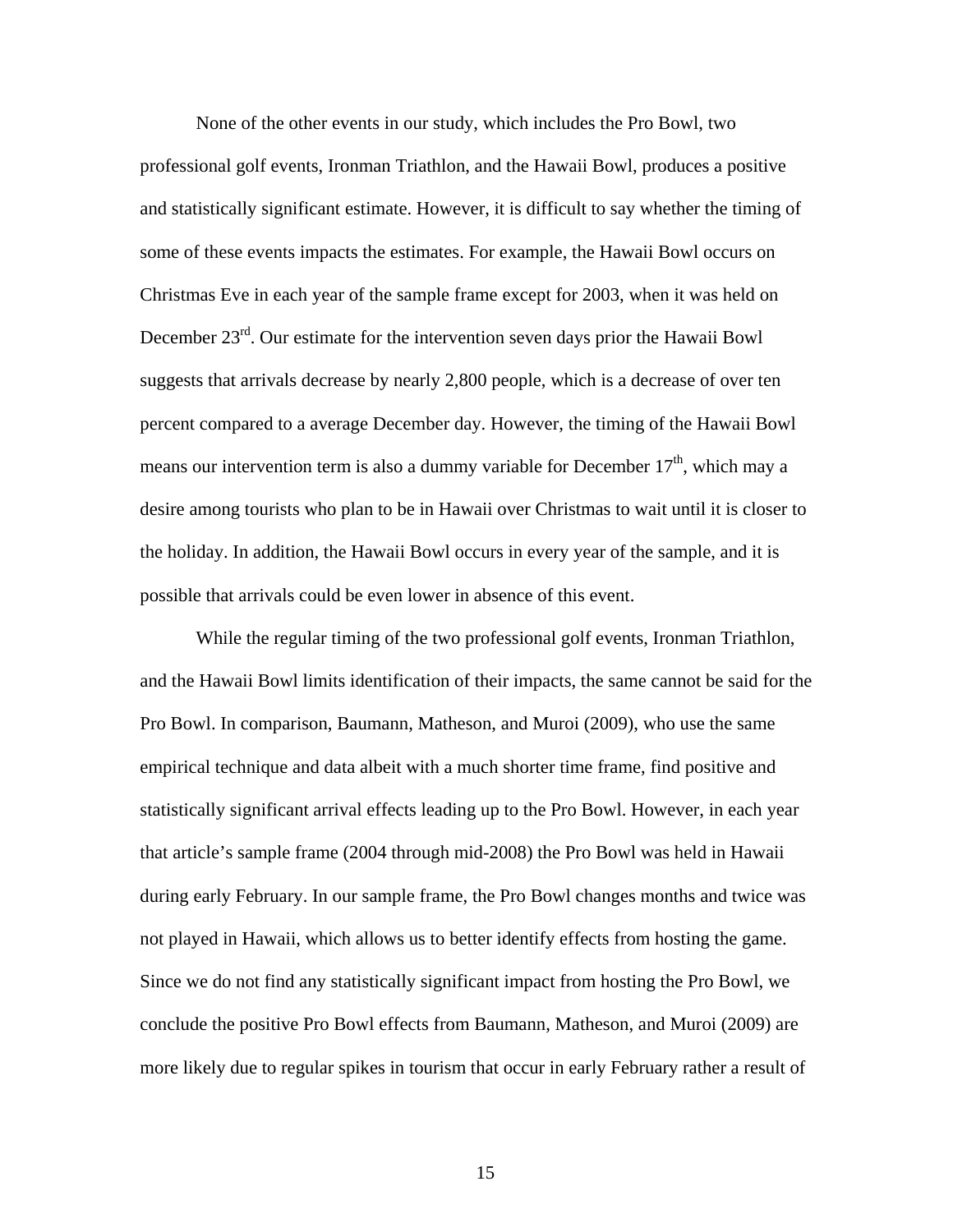None of the other events in our study, which includes the Pro Bowl, two professional golf events, Ironman Triathlon, and the Hawaii Bowl, produces a positive and statistically significant estimate. However, it is difficult to say whether the timing of some of these events impacts the estimates. For example, the Hawaii Bowl occurs on Christmas Eve in each year of the sample frame except for 2003, when it was held on December 23rd. Our estimate for the intervention seven days prior the Hawaii Bowl suggests that arrivals decrease by nearly 2,800 people, which is a decrease of over ten percent compared to a average December day. However, the timing of the Hawaii Bowl means our intervention term is also a dummy variable for December 17th, which may a desire among tourists who plan to be in Hawaii over Christmas to wait until it is closer to the holiday. In addition, the Hawaii Bowl occurs in every year of the sample, and it is possible that arrivals could be even lower in absence of this event.

While the regular timing of the two professional golf events, Ironman Triathlon, and the Hawaii Bowl limits identification of their impacts, the same cannot be said for the Pro Bowl. In comparison, Baumann, Matheson, and Muroi (2009), who use the same empirical technique and data albeit with a much shorter time frame, find positive and statistically significant arrival effects leading up to the Pro Bowl. However, in each year that article's sample frame (2004 through mid-2008) the Pro Bowl was held in Hawaii during early February. In our sample frame, the Pro Bowl changes months and twice was not played in Hawaii, which allows us to better identify effects from hosting the game. Since we do not find any statistically significant impact from hosting the Pro Bowl, we conclude the positive Pro Bowl effects from Baumann, Matheson, and Muroi (2009) are more likely due to regular spikes in tourism that occur in early February rather a result of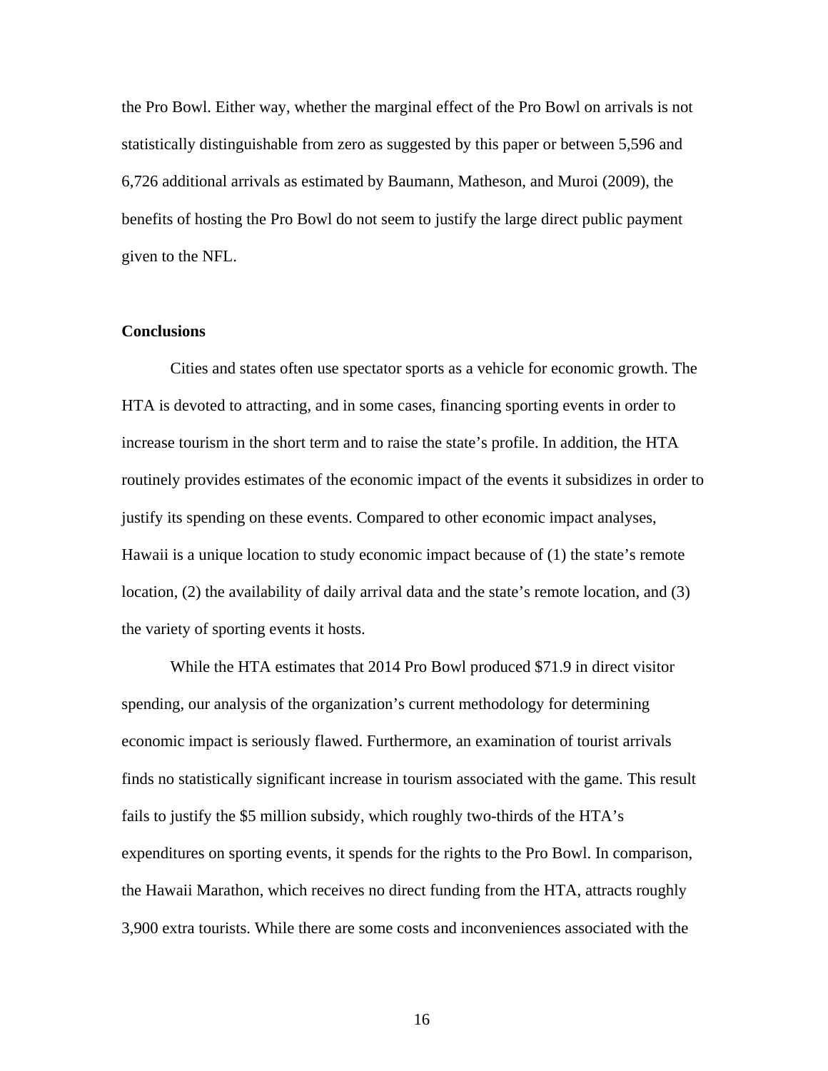the Pro Bowl. Either way, whether the marginal effect of the Pro Bowl on arrivals is not statistically distinguishable from zero as suggested by this paper or between 5,596 and 6,726 additional arrivals as estimated by Baumann, Matheson, and Muroi (2009), the benefits of hosting the Pro Bowl do not seem to justify the large direct public payment given to the NFL.

**Conclusions**

Cities and states often use spectator sports as a vehicle for economic growth. The HTA is devoted to attracting, and in some cases, financing sporting events in order to increase tourism in the short term and to raise the state's profile. In addition, the HTA routinely provides estimates of the economic impact of the events it subsidizes in order to justify its spending on these events. Compared to other economic impact analyses, Hawaii is a unique location to study economic impact because of (1) the state's remote location, (2) the availability of daily arrival data and the state's remote location, and (3) the variety of sporting events it hosts.

While the HTA estimates that 2014 Pro Bowl produced $71.9 in direct visitor spending, our analysis of the organization's current methodology for determining economic impact is seriously flawed. Furthermore, an examination of tourist arrivals finds no statistically significant increase in tourism associated with the game. This result fails to justify the $5 million subsidy, which roughly two-thirds of the HTA's expenditures on sporting events, it spends for the rights to the Pro Bowl. In comparison, the Hawaii Marathon, which receives no direct funding from the HTA, attracts roughly 3,900 extra tourists. While there are some costs and inconveniences associated with the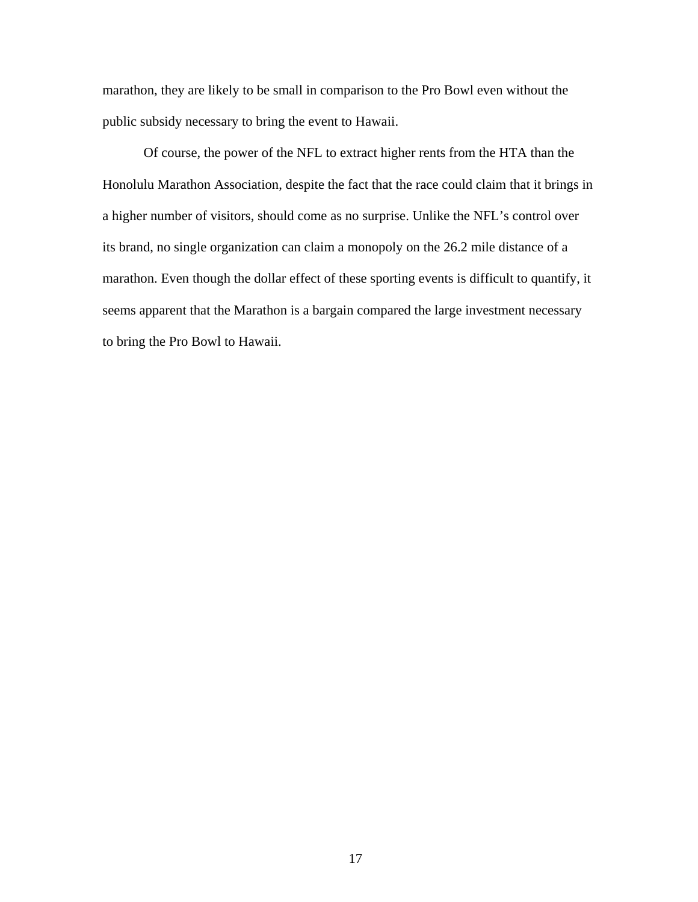marathon, they are likely to be small in comparison to the Pro Bowl even without the public subsidy necessary to bring the event to Hawaii.

Of course, the power of the NFL to extract higher rents from the HTA than the Honolulu Marathon Association, despite the fact that the race could claim that it brings in a higher number of visitors, should come as no surprise. Unlike the NFL's control over its brand, no single organization can claim a monopoly on the 26.2 mile distance of a marathon. Even though the dollar effect of these sporting events is difficult to quantify, it seems apparent that the Marathon is a bargain compared the large investment necessary to bring the Pro Bowl to Hawaii.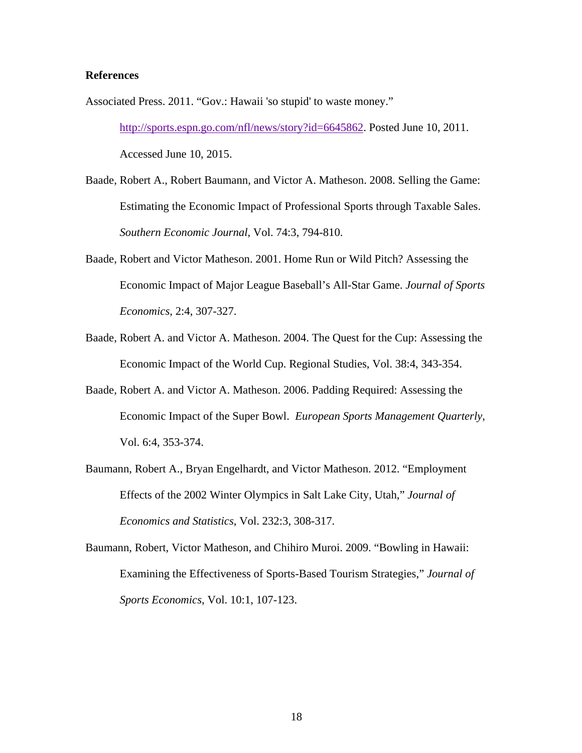**References**

Associated Press. 2011. "Gov.: Hawaii 'so stupid' to waste money." http://sports.espn.go.com/nfl/news/story?id=6645862. Posted June 10, 2011. Accessed June 10, 2015.

Baade, Robert A., Robert Baumann, and Victor A. Matheson. 2008. Selling the Game: Estimating the Economic Impact of Professional Sports through Taxable Sales. *Southern Economic Journal*, Vol. 74:3, 794-810.

Baade, Robert and Victor Matheson. 2001. Home Run or Wild Pitch? Assessing the Economic Impact of Major League Baseball's All-Star Game. *Journal of Sports Economics*, 2:4, 307-327.

Baade, Robert A. and Victor A. Matheson. 2004. The Quest for the Cup: Assessing the Economic Impact of the World Cup. Regional Studies, Vol. 38:4, 343-354.

Baade, Robert A. and Victor A. Matheson. 2006. Padding Required: Assessing the Economic Impact of the Super Bowl. *European Sports Management Quarterly*, Vol. 6:4, 353-374.

Baumann, Robert A., Bryan Engelhardt, and Victor Matheson. 2012. "Employment Effects of the 2002 Winter Olympics in Salt Lake City, Utah," *Journal of Economics and Statistics*, Vol. 232:3, 308-317.

Baumann, Robert, Victor Matheson, and Chihiro Muroi. 2009. "Bowling in Hawaii: Examining the Effectiveness of Sports-Based Tourism Strategies," *Journal of Sports Economics*, Vol. 10:1, 107-123.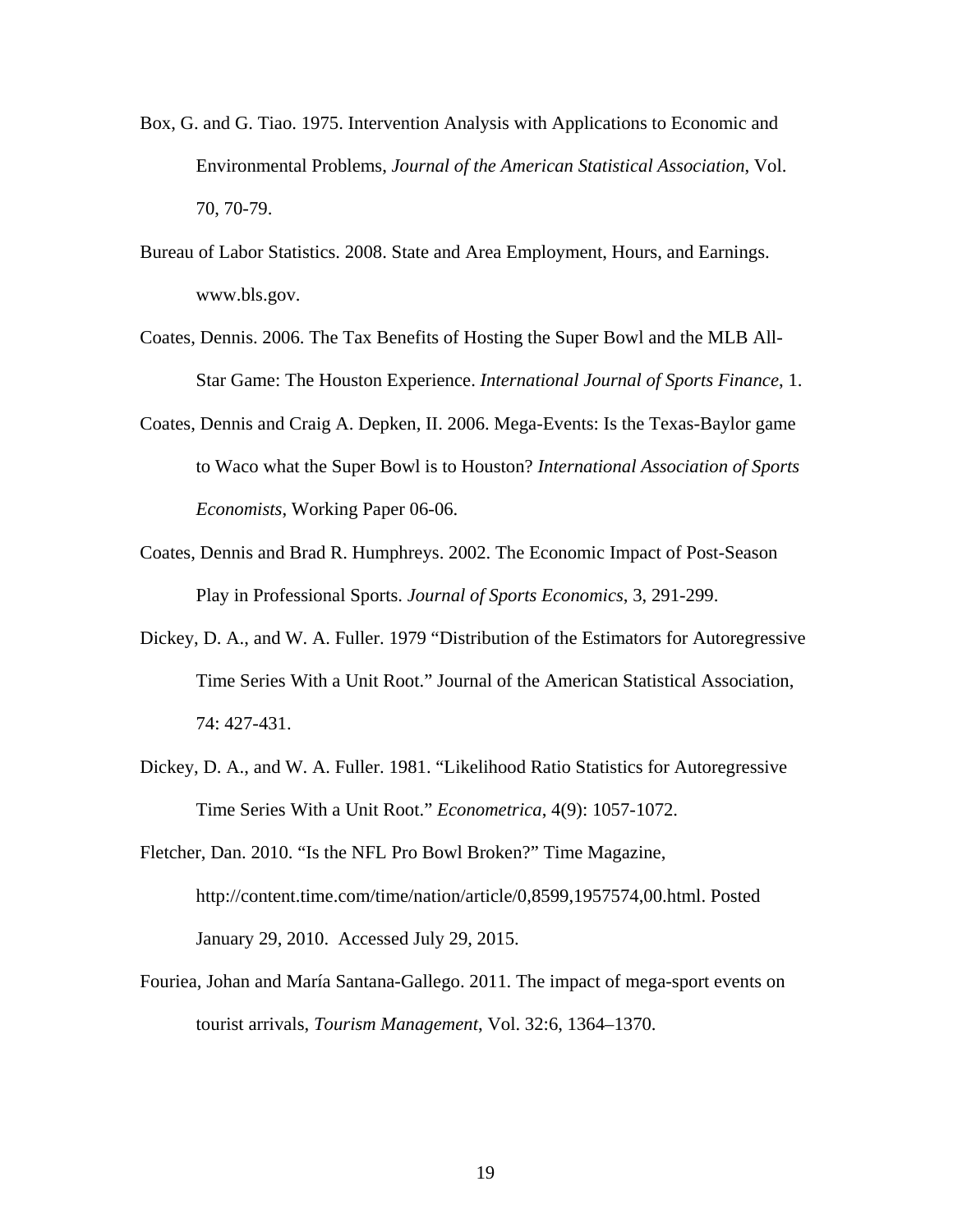Box, G. and G. Tiao. 1975. Intervention Analysis with Applications to Economic and Environmental Problems, *Journal of the American Statistical Association*, Vol. 70, 70-79.

Bureau of Labor Statistics. 2008. State and Area Employment, Hours, and Earnings. www.bls.gov.

Coates, Dennis. 2006. The Tax Benefits of Hosting the Super Bowl and the MLB All-Star Game: The Houston Experience. *International Journal of Sports Finance*, 1.

Coates, Dennis and Craig A. Depken, II. 2006. Mega-Events: Is the Texas-Baylor game to Waco what the Super Bowl is to Houston? *International Association of Sports Economists*, Working Paper 06-06.

Coates, Dennis and Brad R. Humphreys. 2002. The Economic Impact of Post-Season Play in Professional Sports. *Journal of Sports Economics*, 3, 291-299.

Dickey, D. A., and W. A. Fuller. 1979 "Distribution of the Estimators for Autoregressive Time Series With a Unit Root." Journal of the American Statistical Association, 74: 427-431.

Dickey, D. A., and W. A. Fuller. 1981. "Likelihood Ratio Statistics for Autoregressive Time Series With a Unit Root." *Econometrica*, 4(9): 1057-1072.

Fletcher, Dan. 2010. "Is the NFL Pro Bowl Broken?" Time Magazine, http://content.time.com/time/nation/article/0,8599,1957574,00.html. Posted January 29, 2010. Accessed July 29, 2015.

Fouriea, Johan and María Santana-Gallego. 2011. The impact of mega-sport events on tourist arrivals, *Tourism Management*, Vol. 32:6, 1364–1370.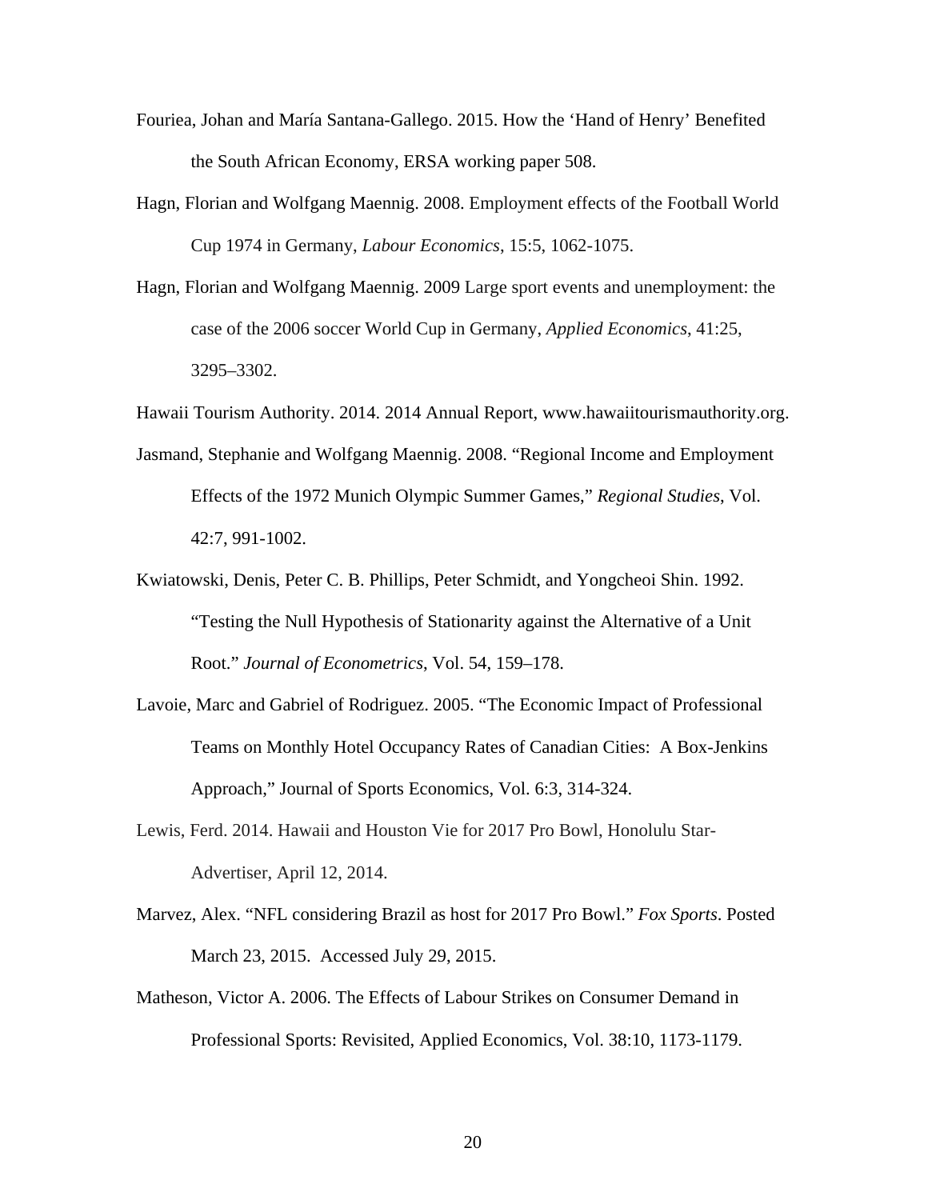Fouriea, Johan and María Santana-Gallego. 2015. How the ‘Hand of Henry’ Benefited the South African Economy, ERSA working paper 508.

Hagn, Florian and Wolfgang Maennig. 2008. Employment effects of the Football World Cup 1974 in Germany, *Labour Economics*, 15:5, 1062-1075.

Hagn, Florian and Wolfgang Maennig. 2009 Large sport events and unemployment: the case of the 2006 soccer World Cup in Germany, *Applied Economics*, 41:25, 3295–3302.

Hawaii Tourism Authority. 2014. 2014 Annual Report, www.hawaiitourismauthority.org.

Jasmand, Stephanie and Wolfgang Maennig. 2008. “Regional Income and Employment Effects of the 1972 Munich Olympic Summer Games,” *Regional Studies*, Vol. 42:7, 991-1002.

Kwiatowski, Denis, Peter C. B. Phillips, Peter Schmidt, and Yongcheoi Shin. 1992. “Testing the Null Hypothesis of Stationarity against the Alternative of a Unit Root.” *Journal of Econometrics*, Vol. 54, 159–178.

Lavoie, Marc and Gabriel of Rodriguez. 2005. “The Economic Impact of Professional Teams on Monthly Hotel Occupancy Rates of Canadian Cities: A Box-Jenkins Approach,” Journal of Sports Economics, Vol. 6:3, 314-324.

Lewis, Ferd. 2014. Hawaii and Houston Vie for 2017 Pro Bowl, Honolulu Star-Advertiser, April 12, 2014.

Marvez, Alex. “NFL considering Brazil as host for 2017 Pro Bowl.” *Fox Sports*. Posted March 23, 2015. Accessed July 29, 2015.

Matheson, Victor A. 2006. The Effects of Labour Strikes on Consumer Demand in Professional Sports: Revisited, Applied Economics, Vol. 38:10, 1173-1179.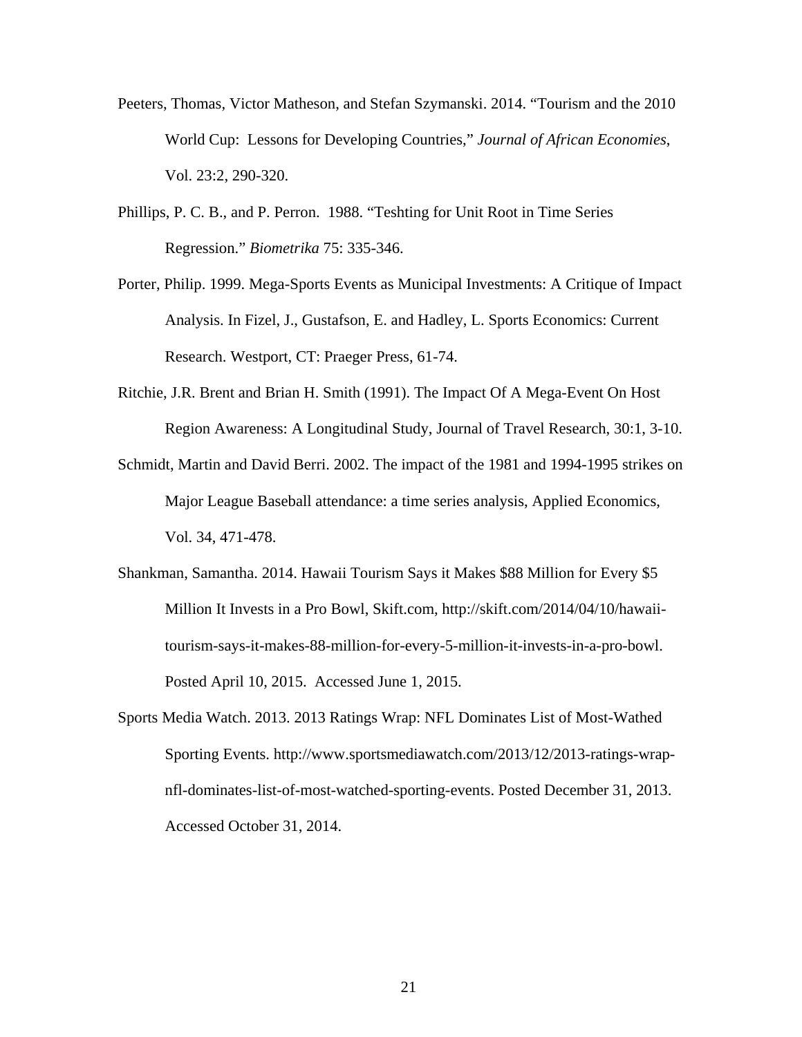Peeters, Thomas, Victor Matheson, and Stefan Szymanski. 2014. "Tourism and the 2010 World Cup: Lessons for Developing Countries," *Journal of African Economies*, Vol. 23:2, 290-320.

Phillips, P. C. B., and P. Perron. 1988. "Teshting for Unit Root in Time Series Regression." *Biometrika* 75: 335-346.

Porter, Philip. 1999. Mega-Sports Events as Municipal Investments: A Critique of Impact Analysis. In Fizel, J., Gustafson, E. and Hadley, L. Sports Economics: Current Research. Westport, CT: Praeger Press, 61-74.

Ritchie, J.R. Brent and Brian H. Smith (1991). The Impact Of A Mega-Event On Host Region Awareness: A Longitudinal Study, Journal of Travel Research, 30:1, 3-10.

Schmidt, Martin and David Berri. 2002. The impact of the 1981 and 1994-1995 strikes on Major League Baseball attendance: a time series analysis, Applied Economics, Vol. 34, 471-478.

Shankman, Samantha. 2014. Hawaii Tourism Says it Makes $88 Million for Every $5 Million It Invests in a Pro Bowl, Skift.com, http://skift.com/2014/04/10/hawaii-tourism-says-it-makes-88-million-for-every-5-million-it-invests-in-a-pro-bowl. Posted April 10, 2015. Accessed June 1, 2015.

Sports Media Watch. 2013. 2013 Ratings Wrap: NFL Dominates List of Most-Wathed Sporting Events. http://www.sportsmediawatch.com/2013/12/2013-ratings-wrap-nfl-dominates-list-of-most-watched-sporting-events. Posted December 31, 2013. Accessed October 31, 2014.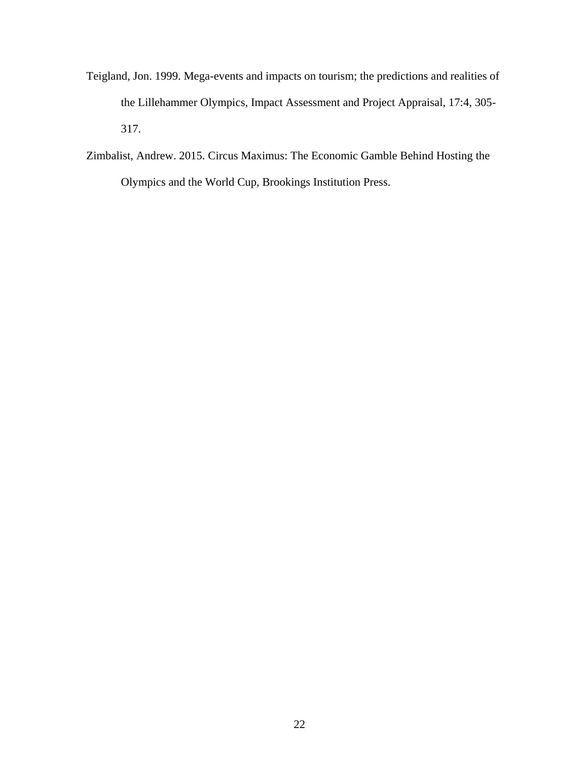Teigland, Jon. 1999. Mega-events and impacts on tourism; the predictions and realities of the Lillehammer Olympics, Impact Assessment and Project Appraisal, 17:4, 305-317.

Zimbalist, Andrew. 2015. Circus Maximus: The Economic Gamble Behind Hosting the Olympics and the World Cup, Brookings Institution Press.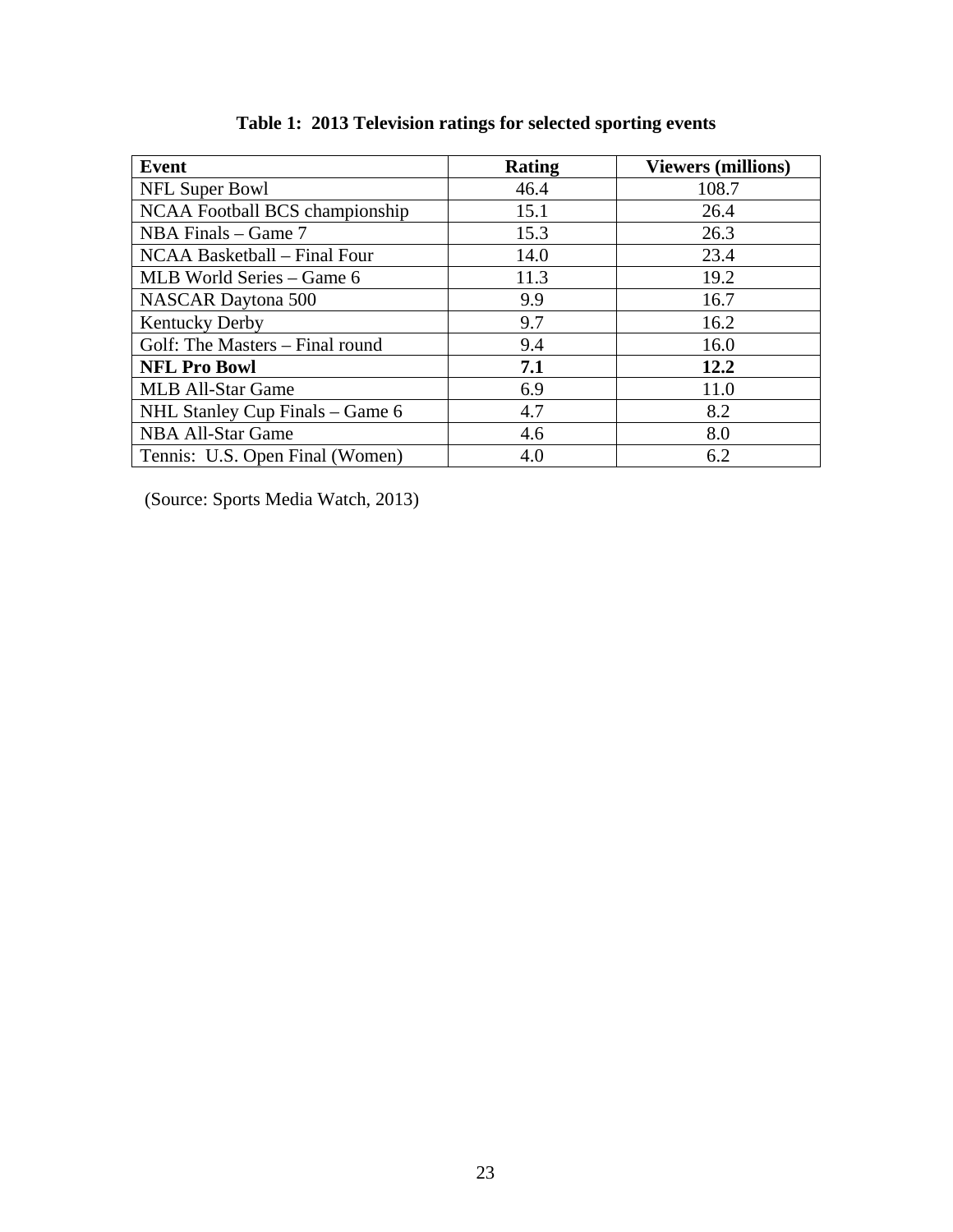**Table 1: 2013 Television ratings for selected sporting events**

| Event | Rating | Viewers (millions) |
|---|---|---|
| NFL Super Bowl | 46.4 | 108.7 |
| NCAA Football BCS championship | 15.1 | 26.4 |
| NBA Finals – Game 7 | 15.3 | 26.3 |
| NCAA Basketball – Final Four | 14.0 | 23.4 |
| MLB World Series – Game 6 | 11.3 | 19.2 |
| NASCAR Daytona 500 | 9.9 | 16.7 |
| Kentucky Derby | 9.7 | 16.2 |
| Golf: The Masters – Final round | 9.4 | 16.0 |
| **NFL Pro Bowl** | **7.1** | **12.2** |
| MLB All-Star Game | 6.9 | 11.0 |
| NHL Stanley Cup Finals – Game 6 | 4.7 | 8.2 |
| NBA All-Star Game | 4.6 | 8.0 |
| Tennis: U.S. Open Final (Women) | 4.0 | 6.2 |

(Source: Sports Media Watch, 2013)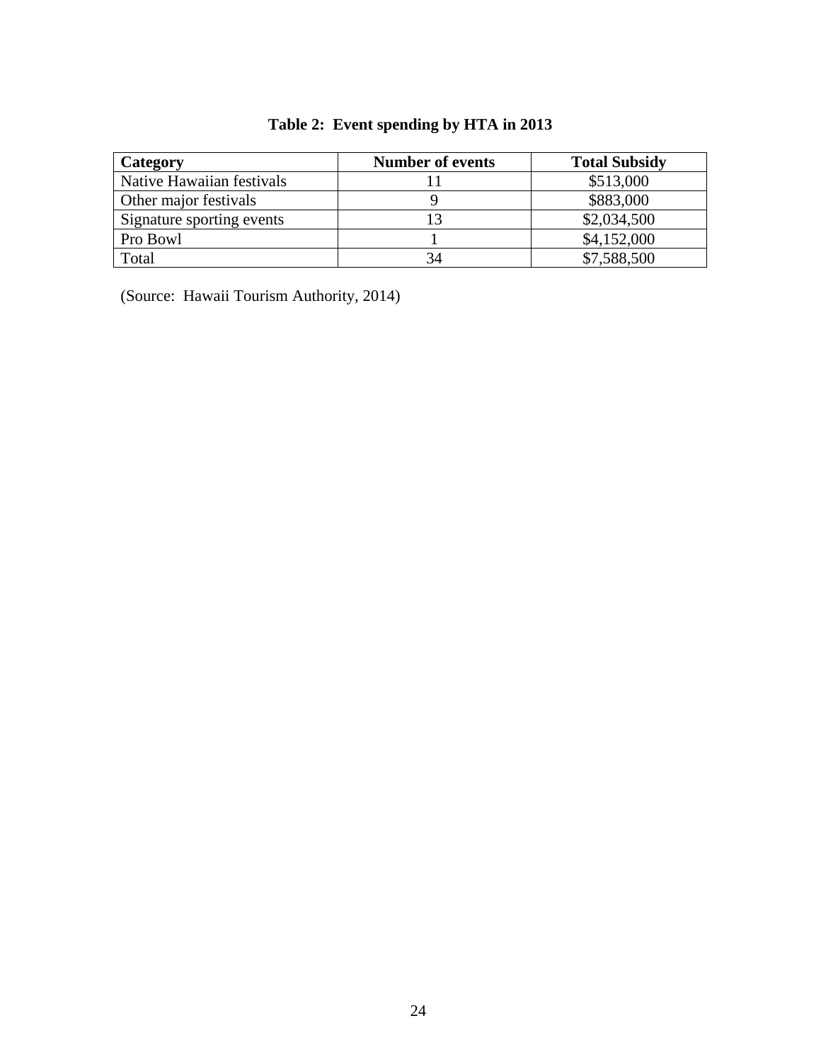**Table 2: Event spending by HTA in 2013**

| Category | Number of events | Total Subsidy |
|---|---|---|
| Native Hawaiian festivals | 11 | $513,000 |
| Other major festivals | 9 | $883,000 |
| Signature sporting events | 13 | $2,034,500 |
| Pro Bowl | 1 | $4,152,000 |
| Total | 34 | $7,588,500 |

(Source: Hawaii Tourism Authority, 2014)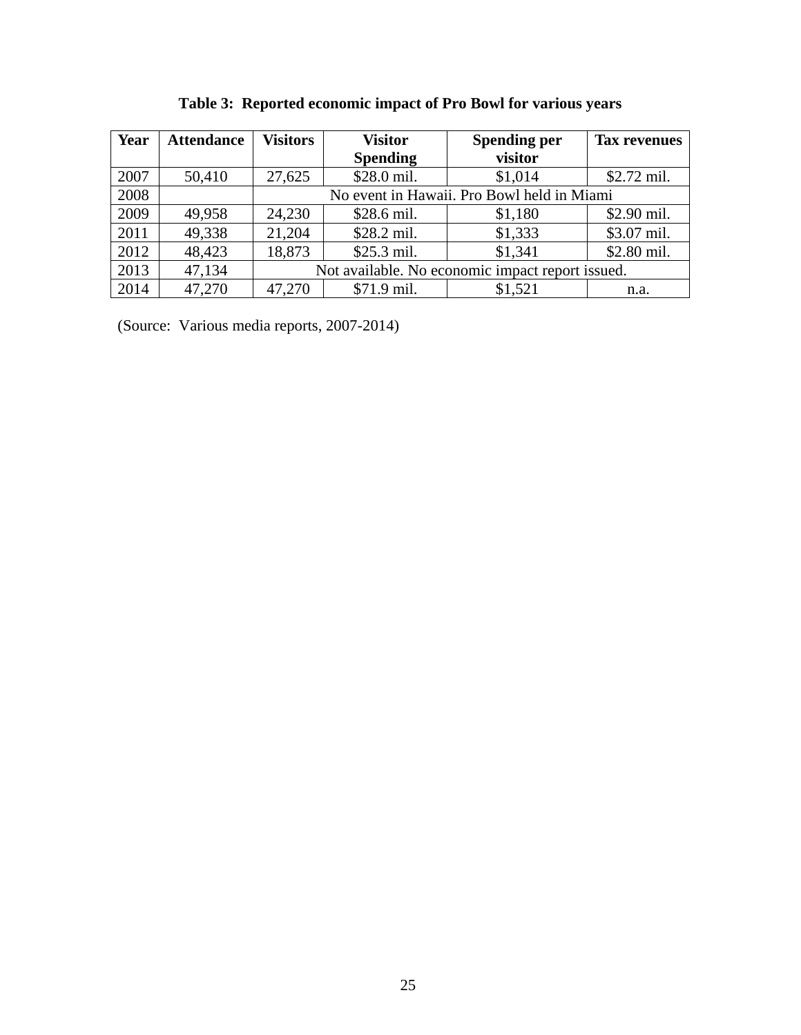**Table 3: Reported economic impact of Pro Bowl for various years**

| Year | Attendance | Visitors | Visitor Spending | Spending per visitor | Tax revenues |
|---|---|---|---|---|---|
| 2007 | 50,410 | 27,625 | $28.0 mil. | $1,014 | $2.72 mil. |
| 2008 | | No event in Hawaii. Pro Bowl held in Miami | | | |
| 2009 | 49,958 | 24,230 | $28.6 mil. | $1,180 | $2.90 mil. |
| 2011 | 49,338 | 21,204 | $28.2 mil. | $1,333 | $3.07 mil. |
| 2012 | 48,423 | 18,873 | $25.3 mil. | $1,341 | $2.80 mil. |
| 2013 | 47,134 | Not available. No economic impact report issued. | | | |
| 2014 | 47,270 | 47,270 | $71.9 mil. | $1,521 | n.a. |

(Source: Various media reports, 2007-2014)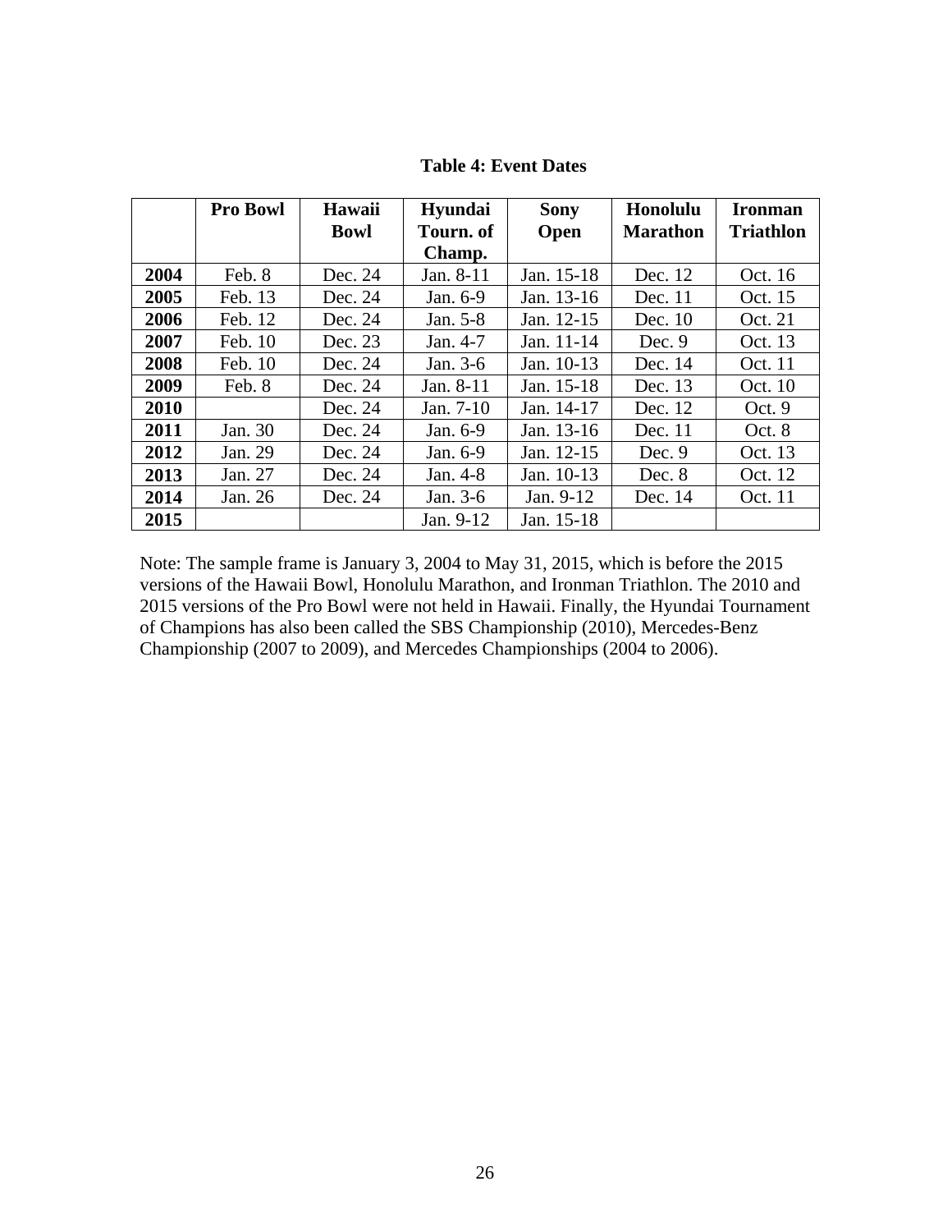**Table 4: Event Dates**

| | Pro Bowl | Hawaii Bowl | Hyundai Tourn. of Champ. | Sony Open | Honolulu Marathon | Ironman Triathlon |
|---|---|---|---|---|---|---|
| **2004** | Feb. 8 | Dec. 24 | Jan. 8-11 | Jan. 15-18 | Dec. 12 | Oct. 16 |
| **2005** | Feb. 13 | Dec. 24 | Jan. 6-9 | Jan. 13-16 | Dec. 11 | Oct. 15 |
| **2006** | Feb. 12 | Dec. 24 | Jan. 5-8 | Jan. 12-15 | Dec. 10 | Oct. 21 |
| **2007** | Feb. 10 | Dec. 23 | Jan. 4-7 | Jan. 11-14 | Dec. 9 | Oct. 13 |
| **2008** | Feb. 10 | Dec. 24 | Jan. 3-6 | Jan. 10-13 | Dec. 14 | Oct. 11 |
| **2009** | Feb. 8 | Dec. 24 | Jan. 8-11 | Jan. 15-18 | Dec. 13 | Oct. 10 |
| **2010** | | Dec. 24 | Jan. 7-10 | Jan. 14-17 | Dec. 12 | Oct. 9 |
| **2011** | Jan. 30 | Dec. 24 | Jan. 6-9 | Jan. 13-16 | Dec. 11 | Oct. 8 |
| **2012** | Jan. 29 | Dec. 24 | Jan. 6-9 | Jan. 12-15 | Dec. 9 | Oct. 13 |
| **2013** | Jan. 27 | Dec. 24 | Jan. 4-8 | Jan. 10-13 | Dec. 8 | Oct. 12 |
| **2014** | Jan. 26 | Dec. 24 | Jan. 3-6 | Jan. 9-12 | Dec. 14 | Oct. 11 |
| **2015** | | | Jan. 9-12 | Jan. 15-18 | | |

Note: The sample frame is January 3, 2004 to May 31, 2015, which is before the 2015 versions of the Hawaii Bowl, Honolulu Marathon, and Ironman Triathlon. The 2010 and 2015 versions of the Pro Bowl were not held in Hawaii. Finally, the Hyundai Tournament of Champions has also been called the SBS Championship (2010), Mercedes-Benz Championship (2007 to 2009), and Mercedes Championships (2004 to 2006).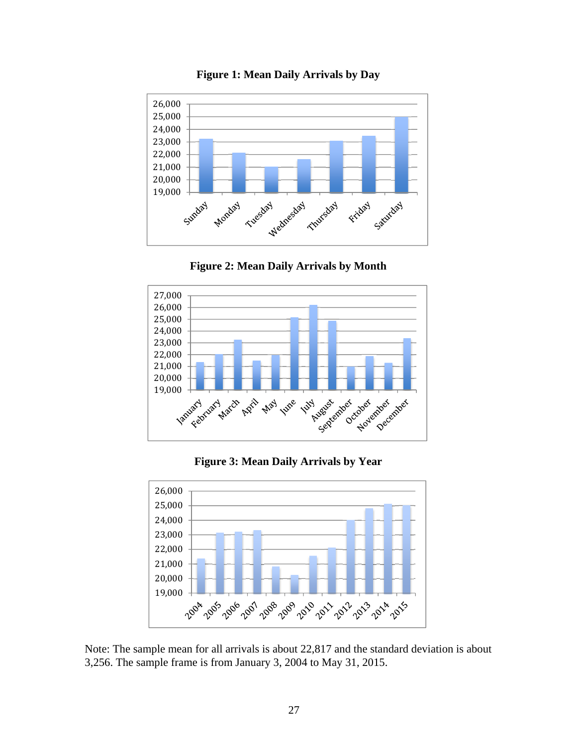**Figure 1: Mean Daily Arrivals by Day**

**Figure 2: Mean Daily Arrivals by Month**

**Figure 3: Mean Daily Arrivals by Year**

Note: The sample mean for all arrivals is about 22,817 and the standard deviation is about 3,256. The sample frame is from January 3, 2004 to May 31, 2015.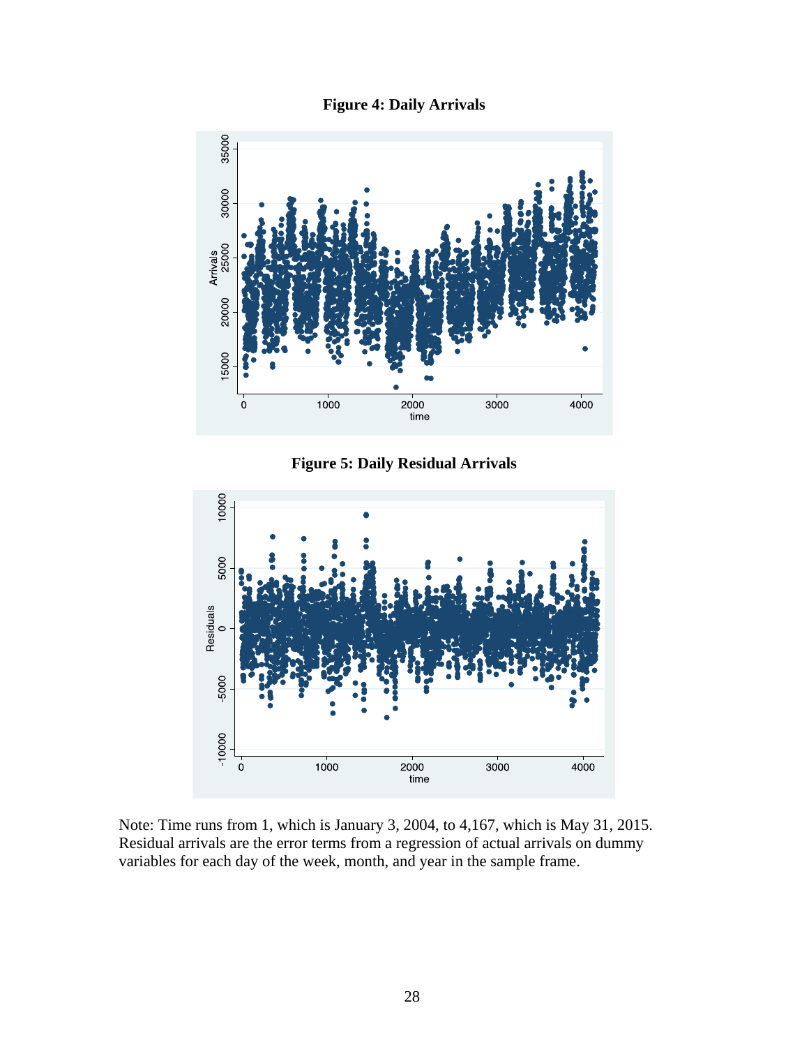**Figure 4: Daily Arrivals**

**Figure 5: Daily Residual Arrivals**

Note: Time runs from 1, which is January 3, 2004, to 4,167, which is May 31, 2015. Residual arrivals are the error terms from a regression of actual arrivals on dummy variables for each day of the week, month, and year in the sample frame.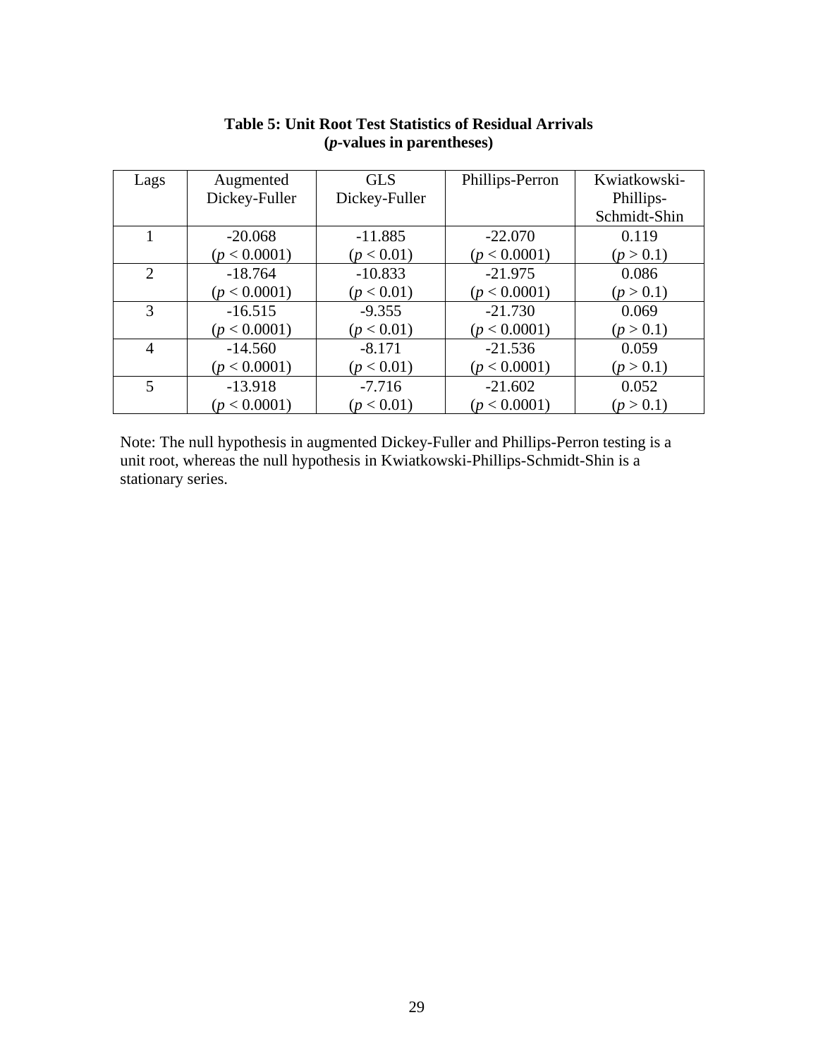**Table 5: Unit Root Test Statistics of Residual Arrivals**
**(*p*-values in parentheses)**

| Lags | Augmented Dickey-Fuller | GLS Dickey-Fuller | Phillips-Perron | Kwiatkowski-Phillips-Schmidt-Shin |
|---|---|---|---|---|
| 1 | -20.068 ($p < 0.0001$) | -11.885 ($p < 0.01$) | -22.070 ($p < 0.0001$) | 0.119 ($p > 0.1$) |
| 2 | -18.764 ($p < 0.0001$) | -10.833 ($p < 0.01$) | -21.975 ($p < 0.0001$) | 0.086 ($p > 0.1$) |
| 3 | -16.515 ($p < 0.0001$) | -9.355 ($p < 0.01$) | -21.730 ($p < 0.0001$) | 0.069 ($p > 0.1$) |
| 4 | -14.560 ($p < 0.0001$) | -8.171 ($p < 0.01$) | -21.536 ($p < 0.0001$) | 0.059 ($p > 0.1$) |
| 5 | -13.918 ($p < 0.0001$) | -7.716 ($p < 0.01$) | -21.602 ($p < 0.0001$) | 0.052 ($p > 0.1$) |

Note: The null hypothesis in augmented Dickey-Fuller and Phillips-Perron testing is a unit root, whereas the null hypothesis in Kwiatkowski-Phillips-Schmidt-Shin is a stationary series.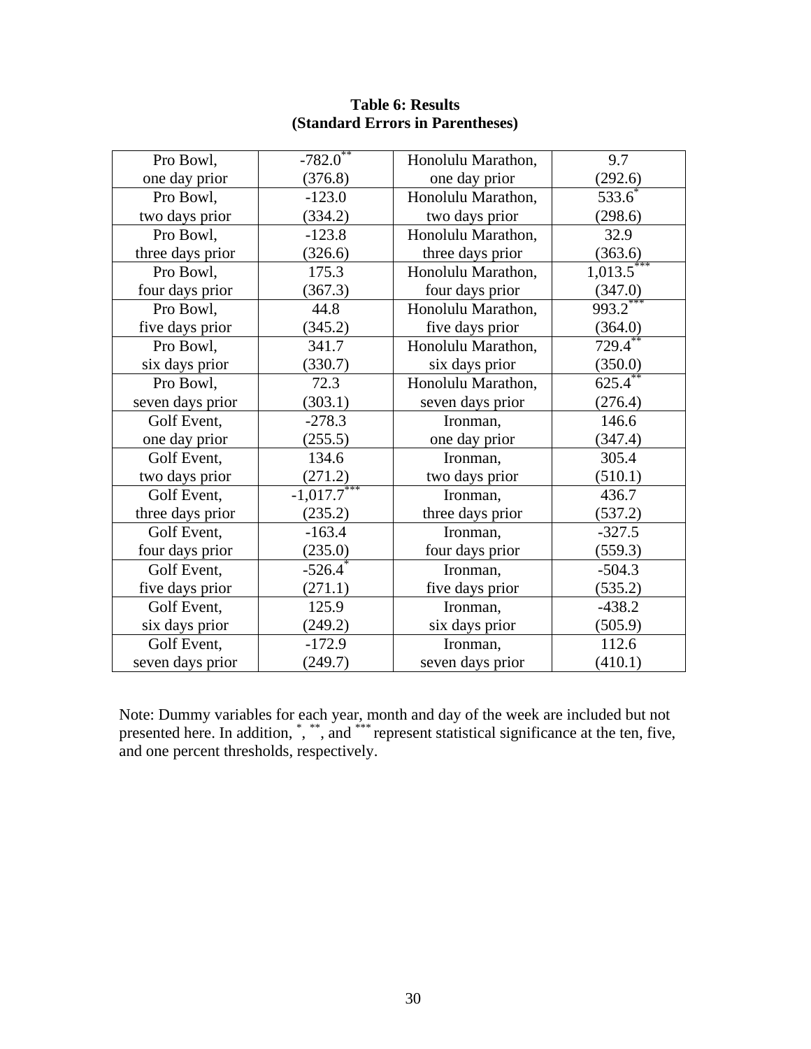**Table 6: Results**
**(Standard Errors in Parentheses)**

| | | | |
|---|---|---|---|
| Pro Bowl, one day prior | -782.0** (376.8) | Honolulu Marathon, one day prior | 9.7 (292.6) |
| Pro Bowl, two days prior | -123.0 (334.2) | Honolulu Marathon, two days prior | 533.6* (298.6) |
| Pro Bowl, three days prior | -123.8 (326.6) | Honolulu Marathon, three days prior | 32.9 (363.6) |
| Pro Bowl, four days prior | 175.3 (367.3) | Honolulu Marathon, four days prior | 1,013.5*** (347.0) |
| Pro Bowl, five days prior | 44.8 (345.2) | Honolulu Marathon, five days prior | 993.2*** (364.0) |
| Pro Bowl, six days prior | 341.7 (330.7) | Honolulu Marathon, six days prior | 729.4** (350.0) |
| Pro Bowl, seven days prior | 72.3 (303.1) | Honolulu Marathon, seven days prior | 625.4** (276.4) |
| Golf Event, one day prior | -278.3 (255.5) | Ironman, one day prior | 146.6 (347.4) |
| Golf Event, two days prior | 134.6 (271.2) | Ironman, two days prior | 305.4 (510.1) |
| Golf Event, three days prior | -1,017.7*** (235.2) | Ironman, three days prior | 436.7 (537.2) |
| Golf Event, four days prior | -163.4 (235.0) | Ironman, four days prior | -327.5 (559.3) |
| Golf Event, five days prior | -526.4* (271.1) | Ironman, five days prior | -504.3 (535.2) |
| Golf Event, six days prior | 125.9 (249.2) | Ironman, six days prior | -438.2 (505.9) |
| Golf Event, seven days prior | -172.9 (249.7) | Ironman, seven days prior | 112.6 (410.1) |

Note: Dummy variables for each year, month and day of the week are included but not presented here. In addition, *, **, and *** represent statistical significance at the ten, five, and one percent thresholds, respectively.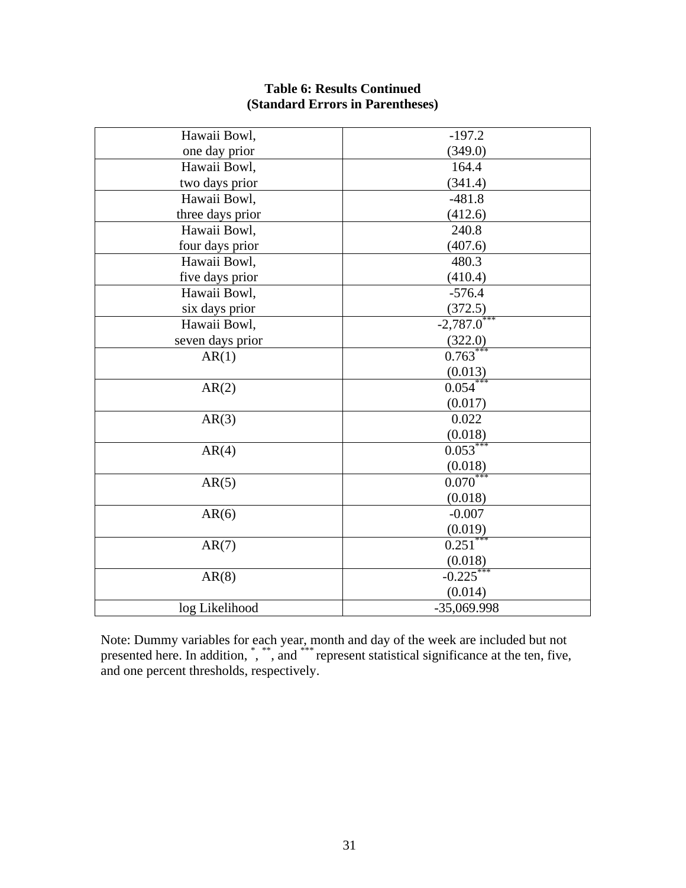**Table 6: Results Continued**
**(Standard Errors in Parentheses)**

| | |
|---|---|
| Hawaii Bowl, one day prior | -197.2 (349.0) |
| Hawaii Bowl, two days prior | 164.4 (341.4) |
| Hawaii Bowl, three days prior | -481.8 (412.6) |
| Hawaii Bowl, four days prior | 240.8 (407.6) |
| Hawaii Bowl, five days prior | 480.3 (410.4) |
| Hawaii Bowl, six days prior | -576.4 (372.5) |
| Hawaii Bowl, seven days prior | -2,787.0*** (322.0) |
| AR(1) | 0.763*** (0.013) |
| AR(2) | 0.054*** (0.017) |
| AR(3) | 0.022 (0.018) |
| AR(4) | 0.053*** (0.018) |
| AR(5) | 0.070*** (0.018) |
| AR(6) | -0.007 (0.019) |
| AR(7) | 0.251*** (0.018) |
| AR(8) | -0.225*** (0.014) |
| log Likelihood | -35,069.998 |

Note: Dummy variables for each year, month and day of the week are included but not presented here. In addition, *, **, and *** represent statistical significance at the ten, five, and one percent thresholds, respectively.